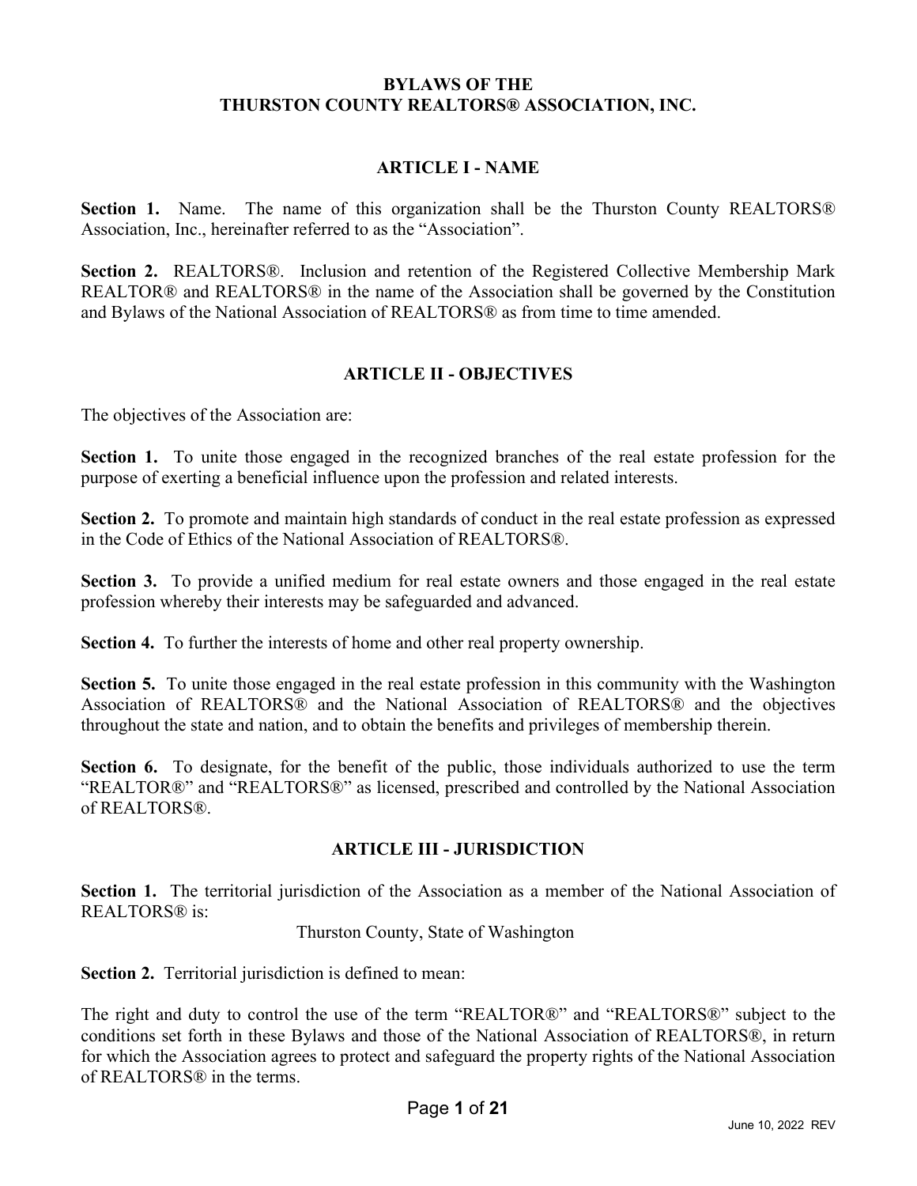# BYLAWS OF THE THURSTON COUNTY REALTORS® ASSOCIATION, INC.

## ARTICLE I - NAME

**Section 1.** Name. The name of this organization shall be the Thurston County REALTORS® Association, Inc., hereinafter referred to as the "Association".

**Section 2.** REALTORS®. Inclusion and retention of the Registered Collective Membership Mark REALTOR® and REALTORS® in the name of the Association shall be governed by the Constitution and Bylaws of the National Association of REALTORS® as from time to time amended.

## ARTICLE II - OBJECTIVES

The objectives of the Association are:

**Section 1.** To unite those engaged in the recognized branches of the real estate profession for the purpose of exerting a beneficial influence upon the profession and related interests.

**Section 2.** To promote and maintain high standards of conduct in the real estate profession as expressed in the Code of Ethics of the National Association of REALTORS®.

**Section 3.** To provide a unified medium for real estate owners and those engaged in the real estate profession whereby their interests may be safeguarded and advanced.

**Section 4.** To further the interests of home and other real property ownership.

**Section 5.** To unite those engaged in the real estate profession in this community with the Washington Association of REALTORS® and the National Association of REALTORS® and the objectives throughout the state and nation, and to obtain the benefits and privileges of membership therein.

**Section 6.** To designate, for the benefit of the public, those individuals authorized to use the term "REALTOR®" and "REALTORS®" as licensed, prescribed and controlled by the National Association of REALTORS®.

## ARTICLE III - JURISDICTION

**Section 1.** The territorial jurisdiction of the Association as a member of the National Association of REALTORS® is:

Thurston County, State of Washington

**Section 2.** Territorial jurisdiction is defined to mean:

The right and duty to control the use of the term "REALTOR®" and "REALTORS®" subject to the conditions set forth in these Bylaws and those of the National Association of REALTORS®, in return for which the Association agrees to protect and safeguard the property rights of the National Association of REALTORS® in the terms.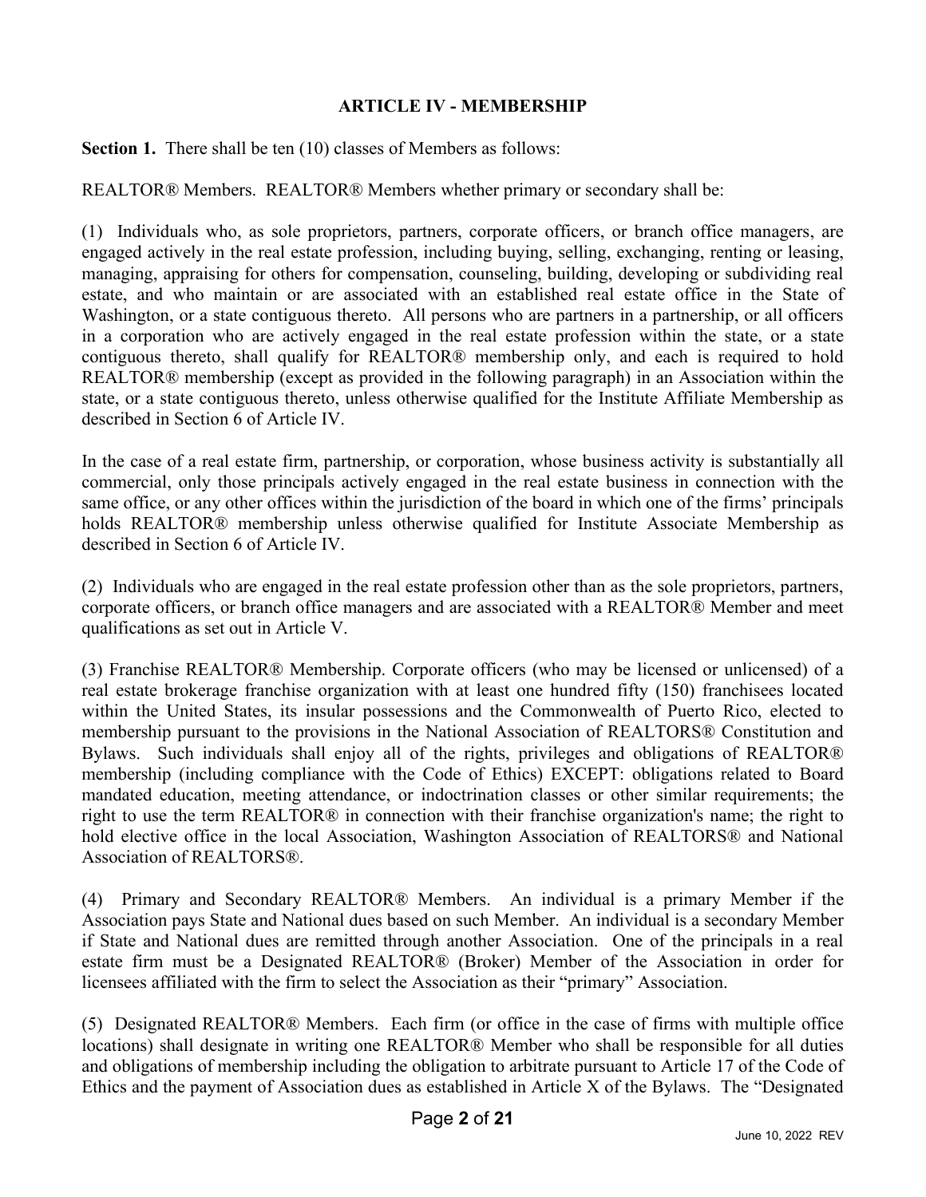## ARTICLE IV - MEMBERSHIP

**Section 1.** There shall be ten (10) classes of Members as follows:

REALTOR® Members. REALTOR® Members whether primary or secondary shall be:

(1) Individuals who, as sole proprietors, partners, corporate officers, or branch office managers, are engaged actively in the real estate profession, including buying, selling, exchanging, renting or leasing, managing, appraising for others for compensation, counseling, building, developing or subdividing real estate, and who maintain or are associated with an established real estate office in the State of Washington, or a state contiguous thereto. All persons who are partners in a partnership, or all officers in a corporation who are actively engaged in the real estate profession within the state, or a state contiguous thereto, shall qualify for REALTOR® membership only, and each is required to hold REALTOR® membership (except as provided in the following paragraph) in an Association within the state, or a state contiguous thereto, unless otherwise qualified for the Institute Affiliate Membership as described in Section 6 of Article IV.

In the case of a real estate firm, partnership, or corporation, whose business activity is substantially all commercial, only those principals actively engaged in the real estate business in connection with the same office, or any other offices within the jurisdiction of the board in which one of the firms' principals holds REALTOR® membership unless otherwise qualified for Institute Associate Membership as described in Section 6 of Article IV.

(2) Individuals who are engaged in the real estate profession other than as the sole proprietors, partners, corporate officers, or branch office managers and are associated with a REALTOR® Member and meet qualifications as set out in Article V.

(3) Franchise REALTOR® Membership. Corporate officers (who may be licensed or unlicensed) of a real estate brokerage franchise organization with at least one hundred fifty (150) franchisees located within the United States, its insular possessions and the Commonwealth of Puerto Rico, elected to membership pursuant to the provisions in the National Association of REALTORS® Constitution and Bylaws. Such individuals shall enjoy all of the rights, privileges and obligations of REALTOR® membership (including compliance with the Code of Ethics) EXCEPT: obligations related to Board mandated education, meeting attendance, or indoctrination classes or other similar requirements; the right to use the term REALTOR® in connection with their franchise organization's name; the right to hold elective office in the local Association, Washington Association of REALTORS® and National Association of REALTORS®.

(4) Primary and Secondary REALTOR® Members. An individual is a primary Member if the Association pays State and National dues based on such Member. An individual is a secondary Member if State and National dues are remitted through another Association. One of the principals in a real estate firm must be a Designated REALTOR® (Broker) Member of the Association in order for licensees affiliated with the firm to select the Association as their "primary" Association.

(5) Designated REALTOR® Members. Each firm (or office in the case of firms with multiple office locations) shall designate in writing one REALTOR® Member who shall be responsible for all duties and obligations of membership including the obligation to arbitrate pursuant to Article 17 of the Code of Ethics and the payment of Association dues as established in Article X of the Bylaws. The "Designated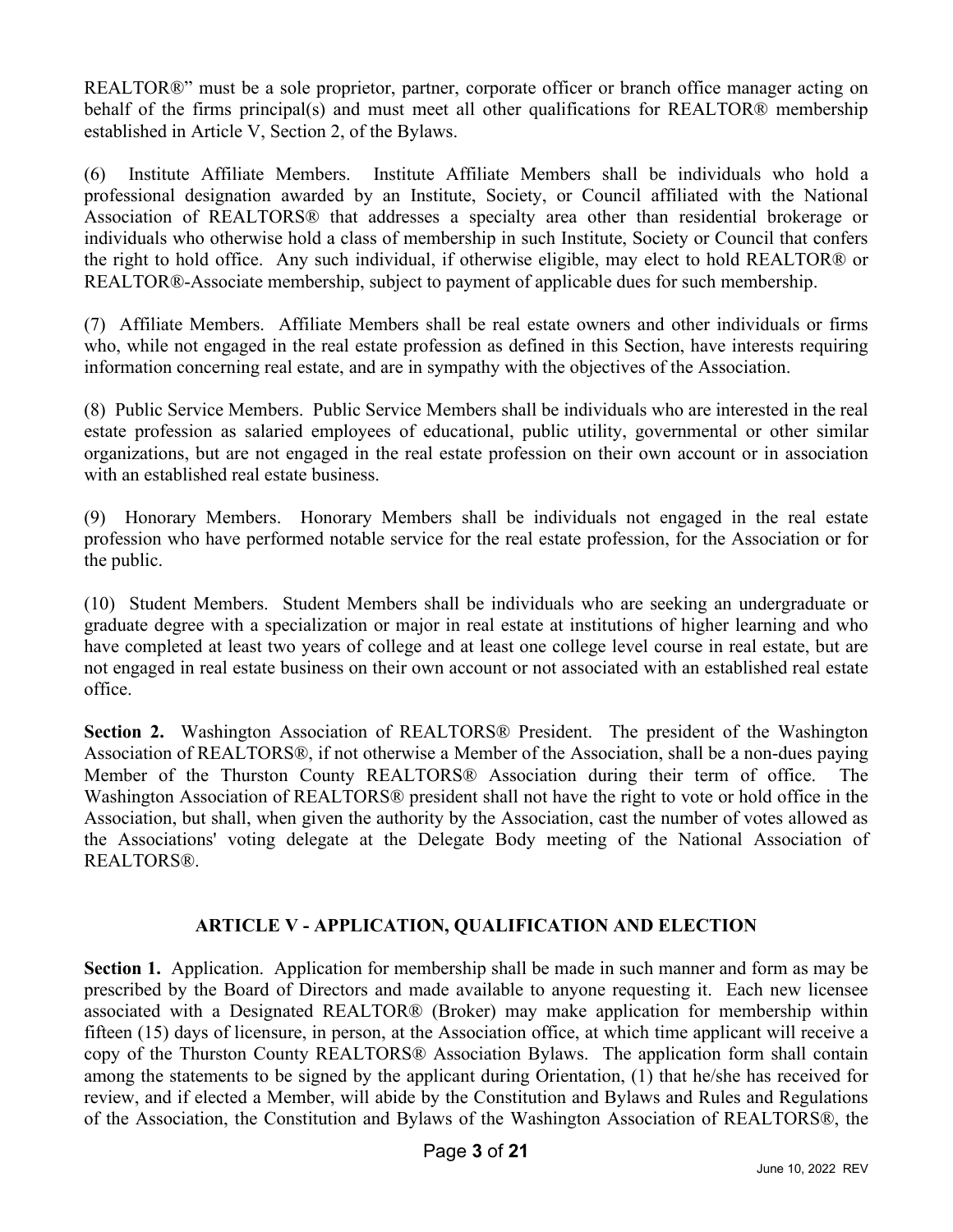REALTOR®" must be a sole proprietor, partner, corporate officer or branch office manager acting on behalf of the firms principal(s) and must meet all other qualifications for REALTOR® membership established in Article V, Section 2, of the Bylaws.

(6) Institute Affiliate Members. Institute Affiliate Members shall be individuals who hold a professional designation awarded by an Institute, Society, or Council affiliated with the National Association of REALTORS® that addresses a specialty area other than residential brokerage or individuals who otherwise hold a class of membership in such Institute, Society or Council that confers the right to hold office. Any such individual, if otherwise eligible, may elect to hold REALTOR® or REALTOR®-Associate membership, subject to payment of applicable dues for such membership.

(7) Affiliate Members. Affiliate Members shall be real estate owners and other individuals or firms who, while not engaged in the real estate profession as defined in this Section, have interests requiring information concerning real estate, and are in sympathy with the objectives of the Association.

(8) Public Service Members. Public Service Members shall be individuals who are interested in the real estate profession as salaried employees of educational, public utility, governmental or other similar organizations, but are not engaged in the real estate profession on their own account or in association with an established real estate business.

(9) Honorary Members. Honorary Members shall be individuals not engaged in the real estate profession who have performed notable service for the real estate profession, for the Association or for the public.

(10) Student Members. Student Members shall be individuals who are seeking an undergraduate or graduate degree with a specialization or major in real estate at institutions of higher learning and who have completed at least two years of college and at least one college level course in real estate, but are not engaged in real estate business on their own account or not associated with an established real estate office.

**Section 2.** Washington Association of REALTORS® President. The president of the Washington Association of REALTORS®, if not otherwise a Member of the Association, shall be a non-dues paying Member of the Thurston County REALTORS® Association during their term of office. The Washington Association of REALTORS® president shall not have the right to vote or hold office in the Association, but shall, when given the authority by the Association, cast the number of votes allowed as the Associations' voting delegate at the Delegate Body meeting of the National Association of REALTORS®.

## ARTICLE V - APPLICATION, QUALIFICATION AND ELECTION

**Section 1.** Application. Application for membership shall be made in such manner and form as may be prescribed by the Board of Directors and made available to anyone requesting it. Each new licensee associated with a Designated REALTOR® (Broker) may make application for membership within fifteen (15) days of licensure, in person, at the Association office, at which time applicant will receive a copy of the Thurston County REALTORS® Association Bylaws. The application form shall contain among the statements to be signed by the applicant during Orientation, (1) that he/she has received for review, and if elected a Member, will abide by the Constitution and Bylaws and Rules and Regulations of the Association, the Constitution and Bylaws of the Washington Association of REALTORS®, the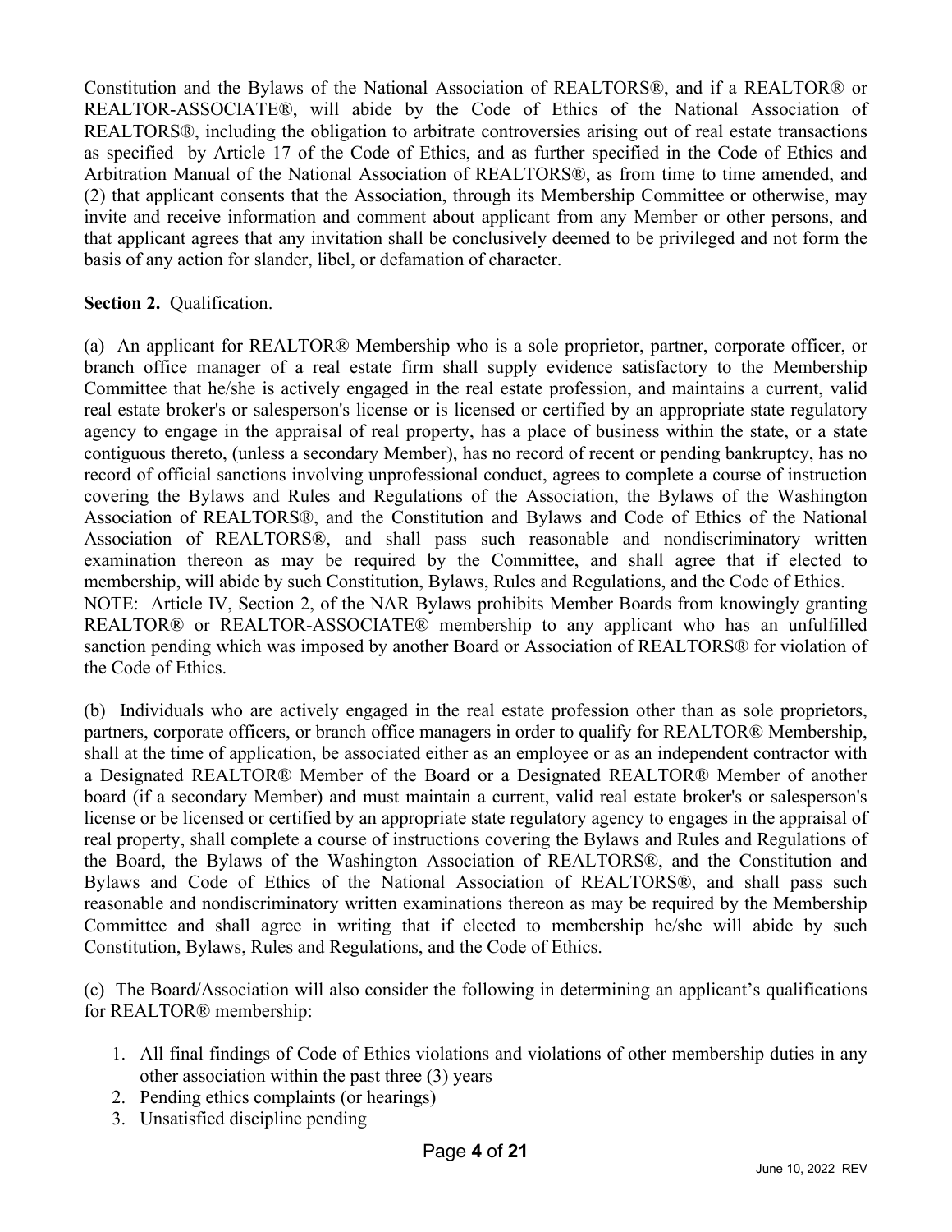Constitution and the Bylaws of the National Association of REALTORS®, and if a REALTOR® or REALTOR-ASSOCIATE®, will abide by the Code of Ethics of the National Association of REALTORS®, including the obligation to arbitrate controversies arising out of real estate transactions as specified by Article 17 of the Code of Ethics, and as further specified in the Code of Ethics and Arbitration Manual of the National Association of REALTORS®, as from time to time amended, and (2) that applicant consents that the Association, through its Membership Committee or otherwise, may invite and receive information and comment about applicant from any Member or other persons, and that applicant agrees that any invitation shall be conclusively deemed to be privileged and not form the basis of any action for slander, libel, or defamation of character.

**Section 2.** Qualification.

(a) An applicant for REALTOR® Membership who is a sole proprietor, partner, corporate officer, or branch office manager of a real estate firm shall supply evidence satisfactory to the Membership Committee that he/she is actively engaged in the real estate profession, and maintains a current, valid real estate broker's or salesperson's license or is licensed or certified by an appropriate state regulatory agency to engage in the appraisal of real property, has a place of business within the state, or a state contiguous thereto, (unless a secondary Member), has no record of recent or pending bankruptcy, has no record of official sanctions involving unprofessional conduct, agrees to complete a course of instruction covering the Bylaws and Rules and Regulations of the Association, the Bylaws of the Washington Association of REALTORS®, and the Constitution and Bylaws and Code of Ethics of the National Association of REALTORS®, and shall pass such reasonable and nondiscriminatory written examination thereon as may be required by the Committee, and shall agree that if elected to membership, will abide by such Constitution, Bylaws, Rules and Regulations, and the Code of Ethics.
NOTE: Article IV, Section 2, of the NAR Bylaws prohibits Member Boards from knowingly granting REALTOR® or REALTOR-ASSOCIATE® membership to any applicant who has an unfulfilled sanction pending which was imposed by another Board or Association of REALTORS® for violation of the Code of Ethics.

(b) Individuals who are actively engaged in the real estate profession other than as sole proprietors, partners, corporate officers, or branch office managers in order to qualify for REALTOR® Membership, shall at the time of application, be associated either as an employee or as an independent contractor with a Designated REALTOR® Member of the Board or a Designated REALTOR® Member of another board (if a secondary Member) and must maintain a current, valid real estate broker's or salesperson's license or be licensed or certified by an appropriate state regulatory agency to engages in the appraisal of real property, shall complete a course of instructions covering the Bylaws and Rules and Regulations of the Board, the Bylaws of the Washington Association of REALTORS®, and the Constitution and Bylaws and Code of Ethics of the National Association of REALTORS®, and shall pass such reasonable and nondiscriminatory written examinations thereon as may be required by the Membership Committee and shall agree in writing that if elected to membership he/she will abide by such Constitution, Bylaws, Rules and Regulations, and the Code of Ethics.

(c) The Board/Association will also consider the following in determining an applicant's qualifications for REALTOR® membership:

1. All final findings of Code of Ethics violations and violations of other membership duties in any other association within the past three (3) years
2. Pending ethics complaints (or hearings)
3. Unsatisfied discipline pending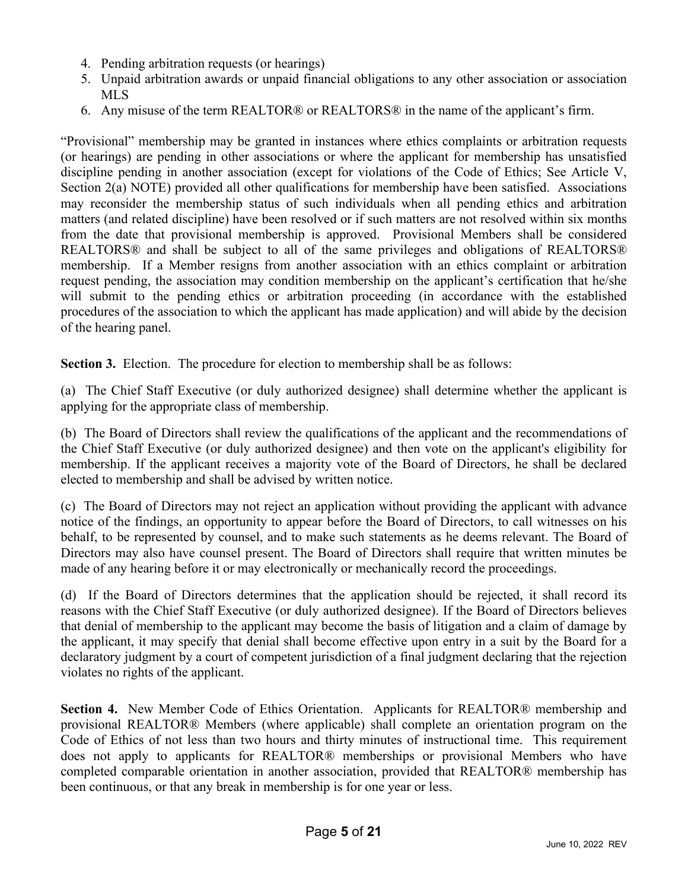4. Pending arbitration requests (or hearings)
5. Unpaid arbitration awards or unpaid financial obligations to any other association or association MLS
6. Any misuse of the term REALTOR® or REALTORS® in the name of the applicant's firm.

"Provisional" membership may be granted in instances where ethics complaints or arbitration requests (or hearings) are pending in other associations or where the applicant for membership has unsatisfied discipline pending in another association (except for violations of the Code of Ethics; See Article V, Section 2(a) NOTE) provided all other qualifications for membership have been satisfied. Associations may reconsider the membership status of such individuals when all pending ethics and arbitration matters (and related discipline) have been resolved or if such matters are not resolved within six months from the date that provisional membership is approved. Provisional Members shall be considered REALTORS® and shall be subject to all of the same privileges and obligations of REALTORS® membership. If a Member resigns from another association with an ethics complaint or arbitration request pending, the association may condition membership on the applicant's certification that he/she will submit to the pending ethics or arbitration proceeding (in accordance with the established procedures of the association to which the applicant has made application) and will abide by the decision of the hearing panel.

**Section 3.** Election. The procedure for election to membership shall be as follows:

(a) The Chief Staff Executive (or duly authorized designee) shall determine whether the applicant is applying for the appropriate class of membership.

(b) The Board of Directors shall review the qualifications of the applicant and the recommendations of the Chief Staff Executive (or duly authorized designee) and then vote on the applicant's eligibility for membership. If the applicant receives a majority vote of the Board of Directors, he shall be declared elected to membership and shall be advised by written notice.

(c) The Board of Directors may not reject an application without providing the applicant with advance notice of the findings, an opportunity to appear before the Board of Directors, to call witnesses on his behalf, to be represented by counsel, and to make such statements as he deems relevant. The Board of Directors may also have counsel present. The Board of Directors shall require that written minutes be made of any hearing before it or may electronically or mechanically record the proceedings.

(d) If the Board of Directors determines that the application should be rejected, it shall record its reasons with the Chief Staff Executive (or duly authorized designee). If the Board of Directors believes that denial of membership to the applicant may become the basis of litigation and a claim of damage by the applicant, it may specify that denial shall become effective upon entry in a suit by the Board for a declaratory judgment by a court of competent jurisdiction of a final judgment declaring that the rejection violates no rights of the applicant.

**Section 4.** New Member Code of Ethics Orientation. Applicants for REALTOR® membership and provisional REALTOR® Members (where applicable) shall complete an orientation program on the Code of Ethics of not less than two hours and thirty minutes of instructional time. This requirement does not apply to applicants for REALTOR® memberships or provisional Members who have completed comparable orientation in another association, provided that REALTOR® membership has been continuous, or that any break in membership is for one year or less.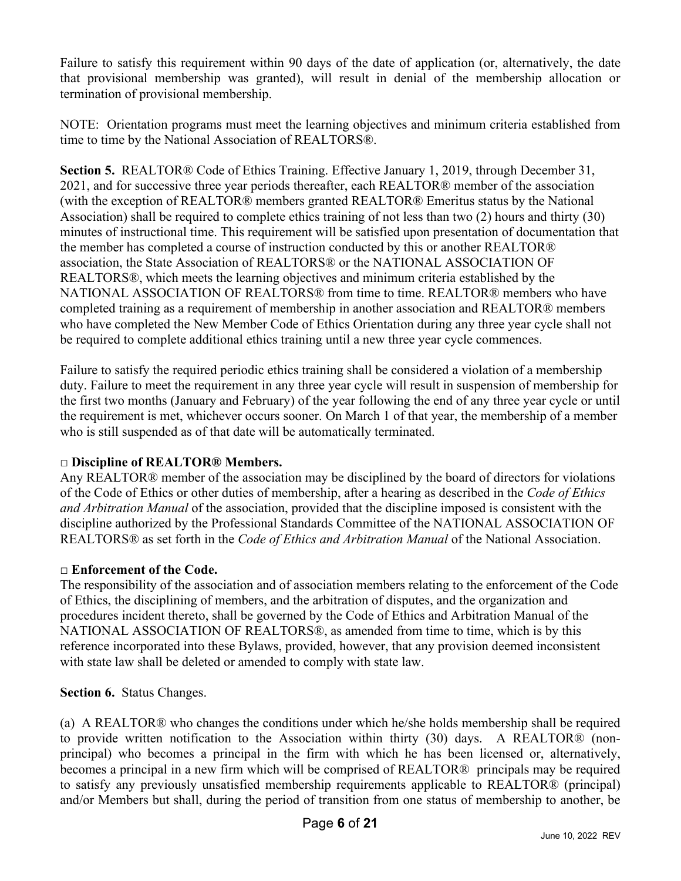Failure to satisfy this requirement within 90 days of the date of application (or, alternatively, the date that provisional membership was granted), will result in denial of the membership allocation or termination of provisional membership.

NOTE: Orientation programs must meet the learning objectives and minimum criteria established from time to time by the National Association of REALTORS®.

**Section 5.** REALTOR® Code of Ethics Training. Effective January 1, 2019, through December 31, 2021, and for successive three year periods thereafter, each REALTOR® member of the association (with the exception of REALTOR® members granted REALTOR® Emeritus status by the National Association) shall be required to complete ethics training of not less than two (2) hours and thirty (30) minutes of instructional time. This requirement will be satisfied upon presentation of documentation that the member has completed a course of instruction conducted by this or another REALTOR® association, the State Association of REALTORS® or the NATIONAL ASSOCIATION OF REALTORS®, which meets the learning objectives and minimum criteria established by the NATIONAL ASSOCIATION OF REALTORS® from time to time. REALTOR® members who have completed training as a requirement of membership in another association and REALTOR® members who have completed the New Member Code of Ethics Orientation during any three year cycle shall not be required to complete additional ethics training until a new three year cycle commences.

Failure to satisfy the required periodic ethics training shall be considered a violation of a membership duty. Failure to meet the requirement in any three year cycle will result in suspension of membership for the first two months (January and February) of the year following the end of any three year cycle or until the requirement is met, whichever occurs sooner. On March 1 of that year, the membership of a member who is still suspended as of that date will be automatically terminated.

**□ Discipline of REALTOR® Members.**

Any REALTOR® member of the association may be disciplined by the board of directors for violations of the Code of Ethics or other duties of membership, after a hearing as described in the *Code of Ethics and Arbitration Manual* of the association, provided that the discipline imposed is consistent with the discipline authorized by the Professional Standards Committee of the NATIONAL ASSOCIATION OF REALTORS® as set forth in the *Code of Ethics and Arbitration Manual* of the National Association.

**□ Enforcement of the Code.**

The responsibility of the association and of association members relating to the enforcement of the Code of Ethics, the disciplining of members, and the arbitration of disputes, and the organization and procedures incident thereto, shall be governed by the Code of Ethics and Arbitration Manual of the NATIONAL ASSOCIATION OF REALTORS®, as amended from time to time, which is by this reference incorporated into these Bylaws, provided, however, that any provision deemed inconsistent with state law shall be deleted or amended to comply with state law.

**Section 6.** Status Changes.

(a) A REALTOR® who changes the conditions under which he/she holds membership shall be required to provide written notification to the Association within thirty (30) days. A REALTOR® (non-principal) who becomes a principal in the firm with which he has been licensed or, alternatively, becomes a principal in a new firm which will be comprised of REALTOR® principals may be required to satisfy any previously unsatisfied membership requirements applicable to REALTOR® (principal) and/or Members but shall, during the period of transition from one status of membership to another, be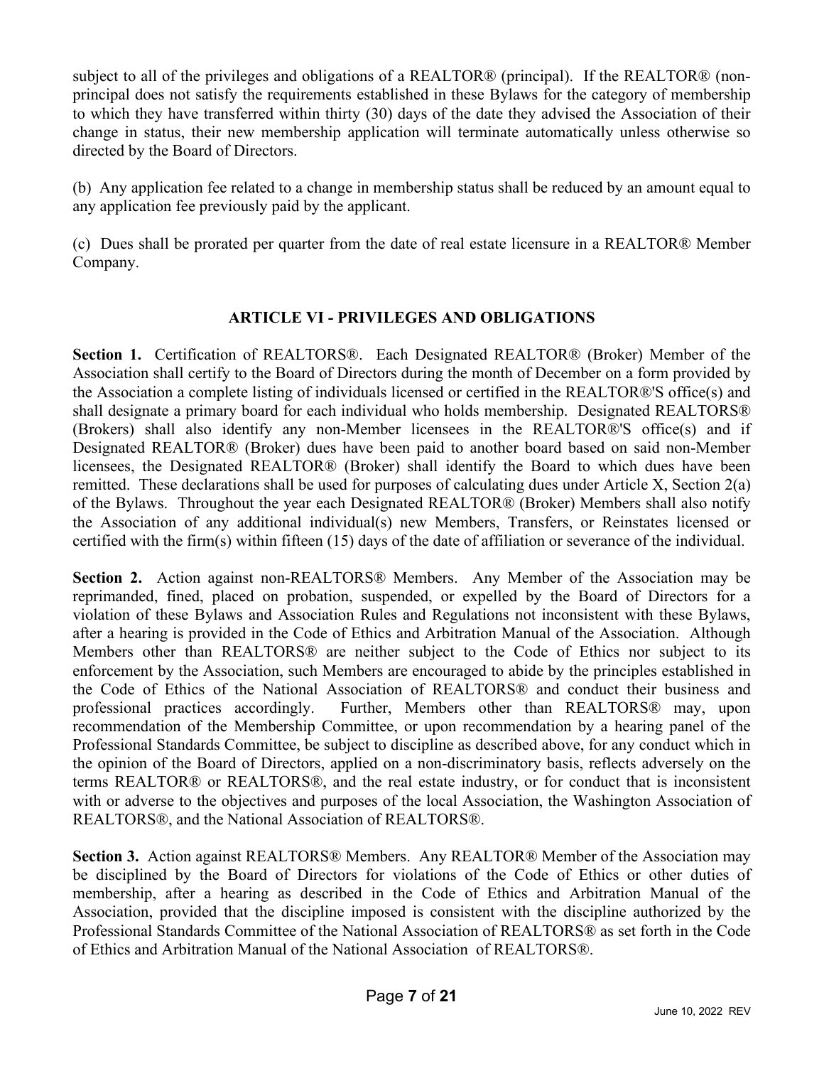subject to all of the privileges and obligations of a REALTOR® (principal). If the REALTOR® (non-principal does not satisfy the requirements established in these Bylaws for the category of membership to which they have transferred within thirty (30) days of the date they advised the Association of their change in status, their new membership application will terminate automatically unless otherwise so directed by the Board of Directors.

(b) Any application fee related to a change in membership status shall be reduced by an amount equal to any application fee previously paid by the applicant.

(c) Dues shall be prorated per quarter from the date of real estate licensure in a REALTOR® Member Company.

## ARTICLE VI - PRIVILEGES AND OBLIGATIONS

**Section 1.** Certification of REALTORS®. Each Designated REALTOR® (Broker) Member of the Association shall certify to the Board of Directors during the month of December on a form provided by the Association a complete listing of individuals licensed or certified in the REALTOR®'S office(s) and shall designate a primary board for each individual who holds membership. Designated REALTORS® (Brokers) shall also identify any non-Member licensees in the REALTOR®'S office(s) and if Designated REALTOR® (Broker) dues have been paid to another board based on said non-Member licensees, the Designated REALTOR® (Broker) shall identify the Board to which dues have been remitted. These declarations shall be used for purposes of calculating dues under Article X, Section 2(a) of the Bylaws. Throughout the year each Designated REALTOR® (Broker) Members shall also notify the Association of any additional individual(s) new Members, Transfers, or Reinstates licensed or certified with the firm(s) within fifteen (15) days of the date of affiliation or severance of the individual.

**Section 2.** Action against non-REALTORS® Members. Any Member of the Association may be reprimanded, fined, placed on probation, suspended, or expelled by the Board of Directors for a violation of these Bylaws and Association Rules and Regulations not inconsistent with these Bylaws, after a hearing is provided in the Code of Ethics and Arbitration Manual of the Association. Although Members other than REALTORS® are neither subject to the Code of Ethics nor subject to its enforcement by the Association, such Members are encouraged to abide by the principles established in the Code of Ethics of the National Association of REALTORS® and conduct their business and professional practices accordingly. Further, Members other than REALTORS® may, upon recommendation of the Membership Committee, or upon recommendation by a hearing panel of the Professional Standards Committee, be subject to discipline as described above, for any conduct which in the opinion of the Board of Directors, applied on a non-discriminatory basis, reflects adversely on the terms REALTOR® or REALTORS®, and the real estate industry, or for conduct that is inconsistent with or adverse to the objectives and purposes of the local Association, the Washington Association of REALTORS®, and the National Association of REALTORS®.

**Section 3.** Action against REALTORS® Members. Any REALTOR® Member of the Association may be disciplined by the Board of Directors for violations of the Code of Ethics or other duties of membership, after a hearing as described in the Code of Ethics and Arbitration Manual of the Association, provided that the discipline imposed is consistent with the discipline authorized by the Professional Standards Committee of the National Association of REALTORS® as set forth in the Code of Ethics and Arbitration Manual of the National Association of REALTORS®.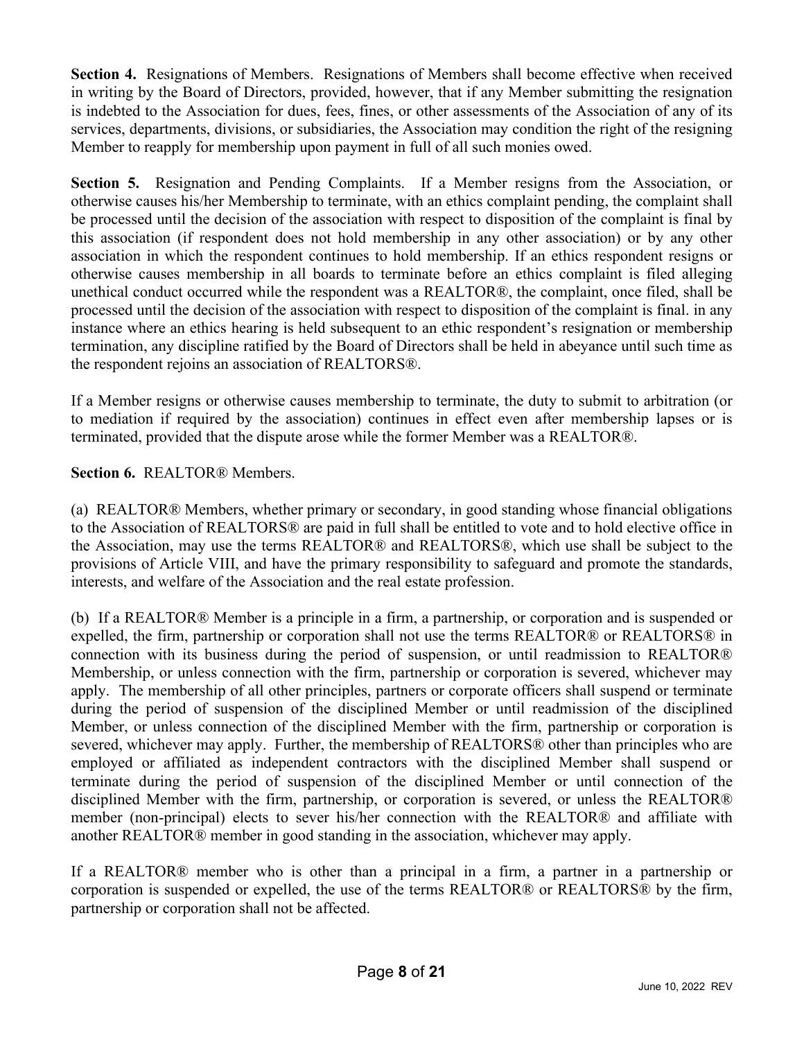**Section 4.** Resignations of Members. Resignations of Members shall become effective when received in writing by the Board of Directors, provided, however, that if any Member submitting the resignation is indebted to the Association for dues, fees, fines, or other assessments of the Association of any of its services, departments, divisions, or subsidiaries, the Association may condition the right of the resigning Member to reapply for membership upon payment in full of all such monies owed.

**Section 5.** Resignation and Pending Complaints. If a Member resigns from the Association, or otherwise causes his/her Membership to terminate, with an ethics complaint pending, the complaint shall be processed until the decision of the association with respect to disposition of the complaint is final by this association (if respondent does not hold membership in any other association) or by any other association in which the respondent continues to hold membership. If an ethics respondent resigns or otherwise causes membership in all boards to terminate before an ethics complaint is filed alleging unethical conduct occurred while the respondent was a REALTOR®, the complaint, once filed, shall be processed until the decision of the association with respect to disposition of the complaint is final. in any instance where an ethics hearing is held subsequent to an ethic respondent's resignation or membership termination, any discipline ratified by the Board of Directors shall be held in abeyance until such time as the respondent rejoins an association of REALTORS®.

If a Member resigns or otherwise causes membership to terminate, the duty to submit to arbitration (or to mediation if required by the association) continues in effect even after membership lapses or is terminated, provided that the dispute arose while the former Member was a REALTOR®.

**Section 6.** REALTOR® Members.

(a) REALTOR® Members, whether primary or secondary, in good standing whose financial obligations to the Association of REALTORS® are paid in full shall be entitled to vote and to hold elective office in the Association, may use the terms REALTOR® and REALTORS®, which use shall be subject to the provisions of Article VIII, and have the primary responsibility to safeguard and promote the standards, interests, and welfare of the Association and the real estate profession.

(b) If a REALTOR® Member is a principle in a firm, a partnership, or corporation and is suspended or expelled, the firm, partnership or corporation shall not use the terms REALTOR® or REALTORS® in connection with its business during the period of suspension, or until readmission to REALTOR® Membership, or unless connection with the firm, partnership or corporation is severed, whichever may apply. The membership of all other principles, partners or corporate officers shall suspend or terminate during the period of suspension of the disciplined Member or until readmission of the disciplined Member, or unless connection of the disciplined Member with the firm, partnership or corporation is severed, whichever may apply. Further, the membership of REALTORS® other than principles who are employed or affiliated as independent contractors with the disciplined Member shall suspend or terminate during the period of suspension of the disciplined Member or until connection of the disciplined Member with the firm, partnership, or corporation is severed, or unless the REALTOR® member (non-principal) elects to sever his/her connection with the REALTOR® and affiliate with another REALTOR® member in good standing in the association, whichever may apply.

If a REALTOR® member who is other than a principal in a firm, a partner in a partnership or corporation is suspended or expelled, the use of the terms REALTOR® or REALTORS® by the firm, partnership or corporation shall not be affected.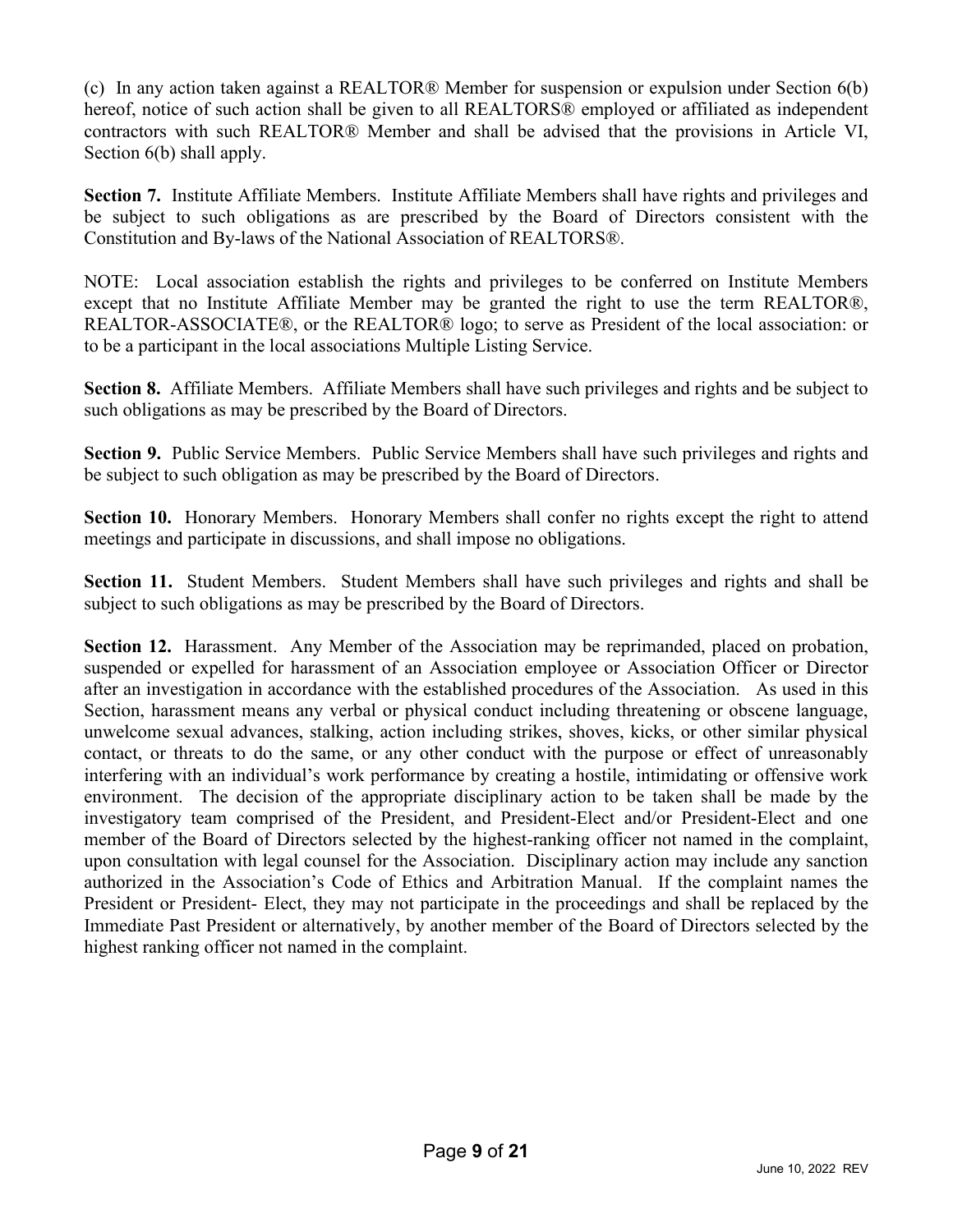(c) In any action taken against a REALTOR® Member for suspension or expulsion under Section 6(b) hereof, notice of such action shall be given to all REALTORS® employed or affiliated as independent contractors with such REALTOR® Member and shall be advised that the provisions in Article VI, Section 6(b) shall apply.

**Section 7.** Institute Affiliate Members. Institute Affiliate Members shall have rights and privileges and be subject to such obligations as are prescribed by the Board of Directors consistent with the Constitution and By-laws of the National Association of REALTORS®.

NOTE: Local association establish the rights and privileges to be conferred on Institute Members except that no Institute Affiliate Member may be granted the right to use the term REALTOR®, REALTOR-ASSOCIATE®, or the REALTOR® logo; to serve as President of the local association: or to be a participant in the local associations Multiple Listing Service.

**Section 8.** Affiliate Members. Affiliate Members shall have such privileges and rights and be subject to such obligations as may be prescribed by the Board of Directors.

**Section 9.** Public Service Members. Public Service Members shall have such privileges and rights and be subject to such obligation as may be prescribed by the Board of Directors.

**Section 10.** Honorary Members. Honorary Members shall confer no rights except the right to attend meetings and participate in discussions, and shall impose no obligations.

**Section 11.** Student Members. Student Members shall have such privileges and rights and shall be subject to such obligations as may be prescribed by the Board of Directors.

**Section 12.** Harassment. Any Member of the Association may be reprimanded, placed on probation, suspended or expelled for harassment of an Association employee or Association Officer or Director after an investigation in accordance with the established procedures of the Association. As used in this Section, harassment means any verbal or physical conduct including threatening or obscene language, unwelcome sexual advances, stalking, action including strikes, shoves, kicks, or other similar physical contact, or threats to do the same, or any other conduct with the purpose or effect of unreasonably interfering with an individual's work performance by creating a hostile, intimidating or offensive work environment. The decision of the appropriate disciplinary action to be taken shall be made by the investigatory team comprised of the President, and President-Elect and/or President-Elect and one member of the Board of Directors selected by the highest-ranking officer not named in the complaint, upon consultation with legal counsel for the Association. Disciplinary action may include any sanction authorized in the Association's Code of Ethics and Arbitration Manual. If the complaint names the President or President- Elect, they may not participate in the proceedings and shall be replaced by the Immediate Past President or alternatively, by another member of the Board of Directors selected by the highest ranking officer not named in the complaint.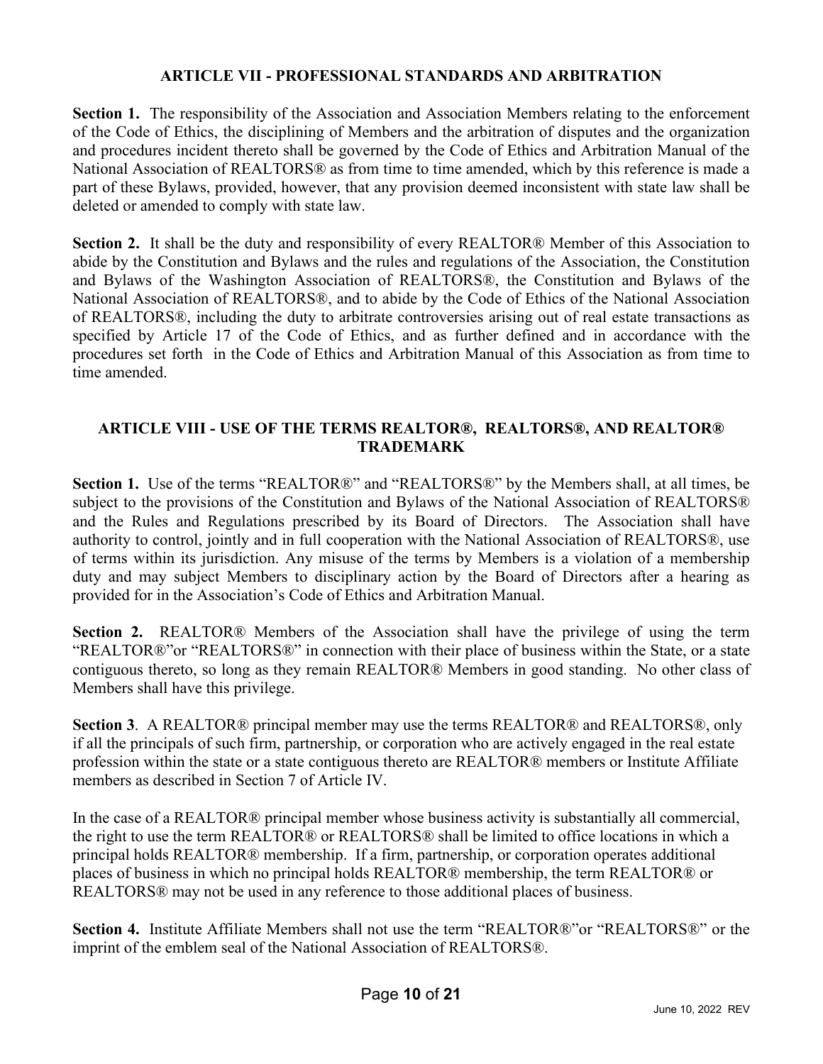## ARTICLE VII - PROFESSIONAL STANDARDS AND ARBITRATION

**Section 1.** The responsibility of the Association and Association Members relating to the enforcement of the Code of Ethics, the disciplining of Members and the arbitration of disputes and the organization and procedures incident thereto shall be governed by the Code of Ethics and Arbitration Manual of the National Association of REALTORS® as from time to time amended, which by this reference is made a part of these Bylaws, provided, however, that any provision deemed inconsistent with state law shall be deleted or amended to comply with state law.

**Section 2.** It shall be the duty and responsibility of every REALTOR® Member of this Association to abide by the Constitution and Bylaws and the rules and regulations of the Association, the Constitution and Bylaws of the Washington Association of REALTORS®, the Constitution and Bylaws of the National Association of REALTORS®, and to abide by the Code of Ethics of the National Association of REALTORS®, including the duty to arbitrate controversies arising out of real estate transactions as specified by Article 17 of the Code of Ethics, and as further defined and in accordance with the procedures set forth in the Code of Ethics and Arbitration Manual of this Association as from time to time amended.

## ARTICLE VIII - USE OF THE TERMS REALTOR®, REALTORS®, AND REALTOR® TRADEMARK

**Section 1.** Use of the terms "REALTOR®" and "REALTORS®" by the Members shall, at all times, be subject to the provisions of the Constitution and Bylaws of the National Association of REALTORS® and the Rules and Regulations prescribed by its Board of Directors. The Association shall have authority to control, jointly and in full cooperation with the National Association of REALTORS®, use of terms within its jurisdiction. Any misuse of the terms by Members is a violation of a membership duty and may subject Members to disciplinary action by the Board of Directors after a hearing as provided for in the Association's Code of Ethics and Arbitration Manual.

**Section 2.** REALTOR® Members of the Association shall have the privilege of using the term "REALTOR®"or "REALTORS®" in connection with their place of business within the State, or a state contiguous thereto, so long as they remain REALTOR® Members in good standing. No other class of Members shall have this privilege.

**Section 3**. A REALTOR® principal member may use the terms REALTOR® and REALTORS®, only if all the principals of such firm, partnership, or corporation who are actively engaged in the real estate profession within the state or a state contiguous thereto are REALTOR® members or Institute Affiliate members as described in Section 7 of Article IV.

In the case of a REALTOR® principal member whose business activity is substantially all commercial, the right to use the term REALTOR® or REALTORS® shall be limited to office locations in which a principal holds REALTOR® membership. If a firm, partnership, or corporation operates additional places of business in which no principal holds REALTOR® membership, the term REALTOR® or REALTORS® may not be used in any reference to those additional places of business.

**Section 4.** Institute Affiliate Members shall not use the term "REALTOR®"or "REALTORS®" or the imprint of the emblem seal of the National Association of REALTORS®.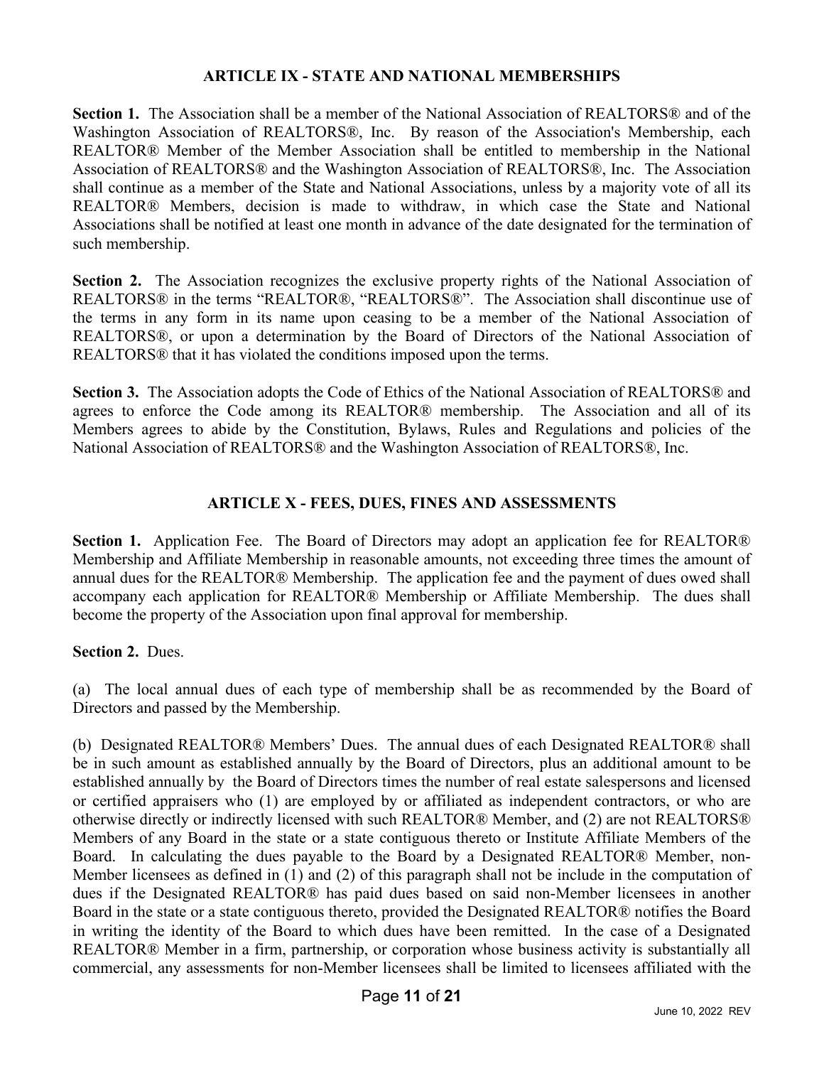## ARTICLE IX - STATE AND NATIONAL MEMBERSHIPS

**Section 1.** The Association shall be a member of the National Association of REALTORS® and of the Washington Association of REALTORS®, Inc. By reason of the Association's Membership, each REALTOR® Member of the Member Association shall be entitled to membership in the National Association of REALTORS® and the Washington Association of REALTORS®, Inc. The Association shall continue as a member of the State and National Associations, unless by a majority vote of all its REALTOR® Members, decision is made to withdraw, in which case the State and National Associations shall be notified at least one month in advance of the date designated for the termination of such membership.

**Section 2.** The Association recognizes the exclusive property rights of the National Association of REALTORS® in the terms "REALTOR®, "REALTORS®". The Association shall discontinue use of the terms in any form in its name upon ceasing to be a member of the National Association of REALTORS®, or upon a determination by the Board of Directors of the National Association of REALTORS® that it has violated the conditions imposed upon the terms.

**Section 3.** The Association adopts the Code of Ethics of the National Association of REALTORS® and agrees to enforce the Code among its REALTOR® membership. The Association and all of its Members agrees to abide by the Constitution, Bylaws, Rules and Regulations and policies of the National Association of REALTORS® and the Washington Association of REALTORS®, Inc.

## ARTICLE X - FEES, DUES, FINES AND ASSESSMENTS

**Section 1.** Application Fee. The Board of Directors may adopt an application fee for REALTOR® Membership and Affiliate Membership in reasonable amounts, not exceeding three times the amount of annual dues for the REALTOR® Membership. The application fee and the payment of dues owed shall accompany each application for REALTOR® Membership or Affiliate Membership. The dues shall become the property of the Association upon final approval for membership.

**Section 2.** Dues.

(a) The local annual dues of each type of membership shall be as recommended by the Board of Directors and passed by the Membership.

(b) Designated REALTOR® Members' Dues. The annual dues of each Designated REALTOR® shall be in such amount as established annually by the Board of Directors, plus an additional amount to be established annually by the Board of Directors times the number of real estate salespersons and licensed or certified appraisers who (1) are employed by or affiliated as independent contractors, or who are otherwise directly or indirectly licensed with such REALTOR® Member, and (2) are not REALTORS® Members of any Board in the state or a state contiguous thereto or Institute Affiliate Members of the Board. In calculating the dues payable to the Board by a Designated REALTOR® Member, non-Member licensees as defined in (1) and (2) of this paragraph shall not be include in the computation of dues if the Designated REALTOR® has paid dues based on said non-Member licensees in another Board in the state or a state contiguous thereto, provided the Designated REALTOR® notifies the Board in writing the identity of the Board to which dues have been remitted. In the case of a Designated REALTOR® Member in a firm, partnership, or corporation whose business activity is substantially all commercial, any assessments for non-Member licensees shall be limited to licensees affiliated with the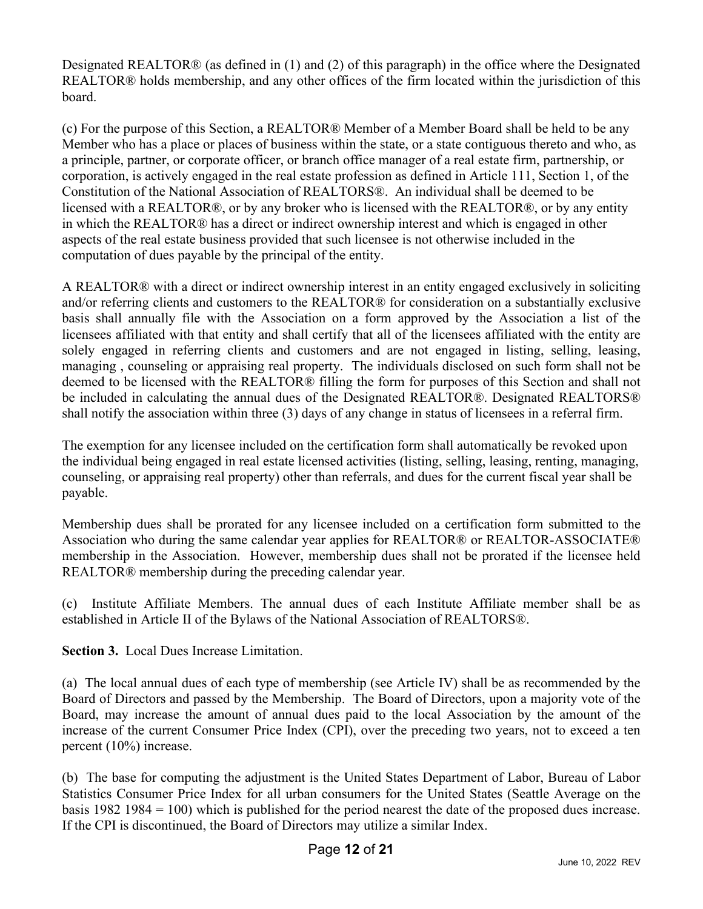Designated REALTOR® (as defined in (1) and (2) of this paragraph) in the office where the Designated REALTOR® holds membership, and any other offices of the firm located within the jurisdiction of this board.

(c) For the purpose of this Section, a REALTOR® Member of a Member Board shall be held to be any Member who has a place or places of business within the state, or a state contiguous thereto and who, as a principle, partner, or corporate officer, or branch office manager of a real estate firm, partnership, or corporation, is actively engaged in the real estate profession as defined in Article 111, Section 1, of the Constitution of the National Association of REALTORS®. An individual shall be deemed to be licensed with a REALTOR®, or by any broker who is licensed with the REALTOR®, or by any entity in which the REALTOR® has a direct or indirect ownership interest and which is engaged in other aspects of the real estate business provided that such licensee is not otherwise included in the computation of dues payable by the principal of the entity.

A REALTOR® with a direct or indirect ownership interest in an entity engaged exclusively in soliciting and/or referring clients and customers to the REALTOR® for consideration on a substantially exclusive basis shall annually file with the Association on a form approved by the Association a list of the licensees affiliated with that entity and shall certify that all of the licensees affiliated with the entity are solely engaged in referring clients and customers and are not engaged in listing, selling, leasing, managing , counseling or appraising real property. The individuals disclosed on such form shall not be deemed to be licensed with the REALTOR® filling the form for purposes of this Section and shall not be included in calculating the annual dues of the Designated REALTOR®. Designated REALTORS® shall notify the association within three (3) days of any change in status of licensees in a referral firm.

The exemption for any licensee included on the certification form shall automatically be revoked upon the individual being engaged in real estate licensed activities (listing, selling, leasing, renting, managing, counseling, or appraising real property) other than referrals, and dues for the current fiscal year shall be payable.

Membership dues shall be prorated for any licensee included on a certification form submitted to the Association who during the same calendar year applies for REALTOR® or REALTOR-ASSOCIATE® membership in the Association. However, membership dues shall not be prorated if the licensee held REALTOR® membership during the preceding calendar year.

(c) Institute Affiliate Members. The annual dues of each Institute Affiliate member shall be as established in Article II of the Bylaws of the National Association of REALTORS®.

**Section 3.** Local Dues Increase Limitation.

(a) The local annual dues of each type of membership (see Article IV) shall be as recommended by the Board of Directors and passed by the Membership. The Board of Directors, upon a majority vote of the Board, may increase the amount of annual dues paid to the local Association by the amount of the increase of the current Consumer Price Index (CPI), over the preceding two years, not to exceed a ten percent (10%) increase.

(b) The base for computing the adjustment is the United States Department of Labor, Bureau of Labor Statistics Consumer Price Index for all urban consumers for the United States (Seattle Average on the basis 1982 1984 = 100) which is published for the period nearest the date of the proposed dues increase. If the CPI is discontinued, the Board of Directors may utilize a similar Index.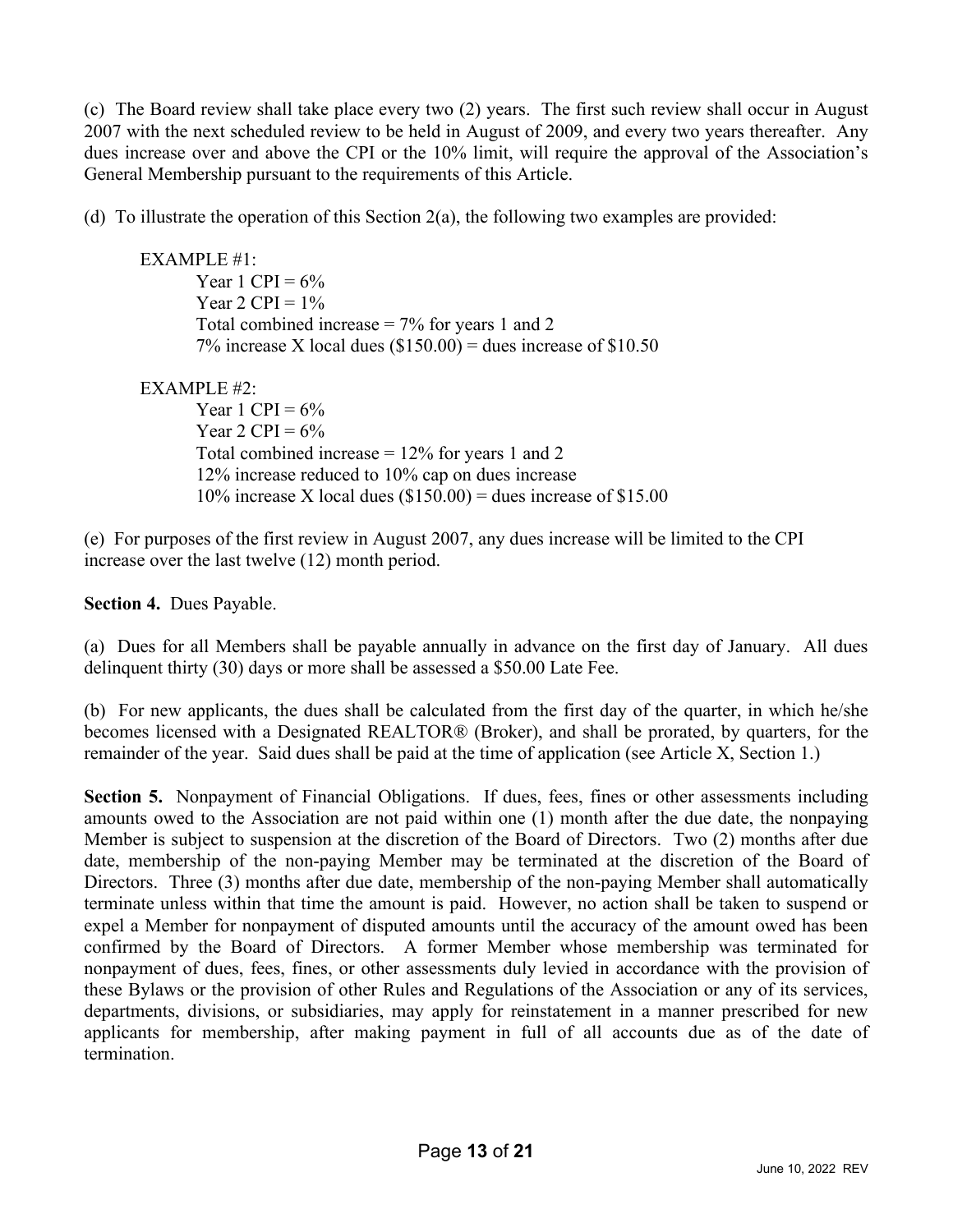(c) The Board review shall take place every two (2) years. The first such review shall occur in August 2007 with the next scheduled review to be held in August of 2009, and every two years thereafter. Any dues increase over and above the CPI or the 10% limit, will require the approval of the Association's General Membership pursuant to the requirements of this Article.

(d) To illustrate the operation of this Section 2(a), the following two examples are provided:

EXAMPLE #1:
- Year 1 CPI = 6%
- Year 2 CPI = 1%
- Total combined increase = 7% for years 1 and 2
- 7% increase X local dues ($150.00) = dues increase of $10.50

EXAMPLE #2:
- Year 1 CPI = 6%
- Year 2 CPI = 6%
- Total combined increase = 12% for years 1 and 2
- 12% increase reduced to 10% cap on dues increase
- 10% increase X local dues ($150.00) = dues increase of $15.00

(e) For purposes of the first review in August 2007, any dues increase will be limited to the CPI increase over the last twelve (12) month period.

**Section 4.** Dues Payable.

(a) Dues for all Members shall be payable annually in advance on the first day of January. All dues delinquent thirty (30) days or more shall be assessed a $50.00 Late Fee.

(b) For new applicants, the dues shall be calculated from the first day of the quarter, in which he/she becomes licensed with a Designated REALTOR® (Broker), and shall be prorated, by quarters, for the remainder of the year. Said dues shall be paid at the time of application (see Article X, Section 1.)

**Section 5.** Nonpayment of Financial Obligations. If dues, fees, fines or other assessments including amounts owed to the Association are not paid within one (1) month after the due date, the nonpaying Member is subject to suspension at the discretion of the Board of Directors. Two (2) months after due date, membership of the non-paying Member may be terminated at the discretion of the Board of Directors. Three (3) months after due date, membership of the non-paying Member shall automatically terminate unless within that time the amount is paid. However, no action shall be taken to suspend or expel a Member for nonpayment of disputed amounts until the accuracy of the amount owed has been confirmed by the Board of Directors. A former Member whose membership was terminated for nonpayment of dues, fees, fines, or other assessments duly levied in accordance with the provision of these Bylaws or the provision of other Rules and Regulations of the Association or any of its services, departments, divisions, or subsidiaries, may apply for reinstatement in a manner prescribed for new applicants for membership, after making payment in full of all accounts due as of the date of termination.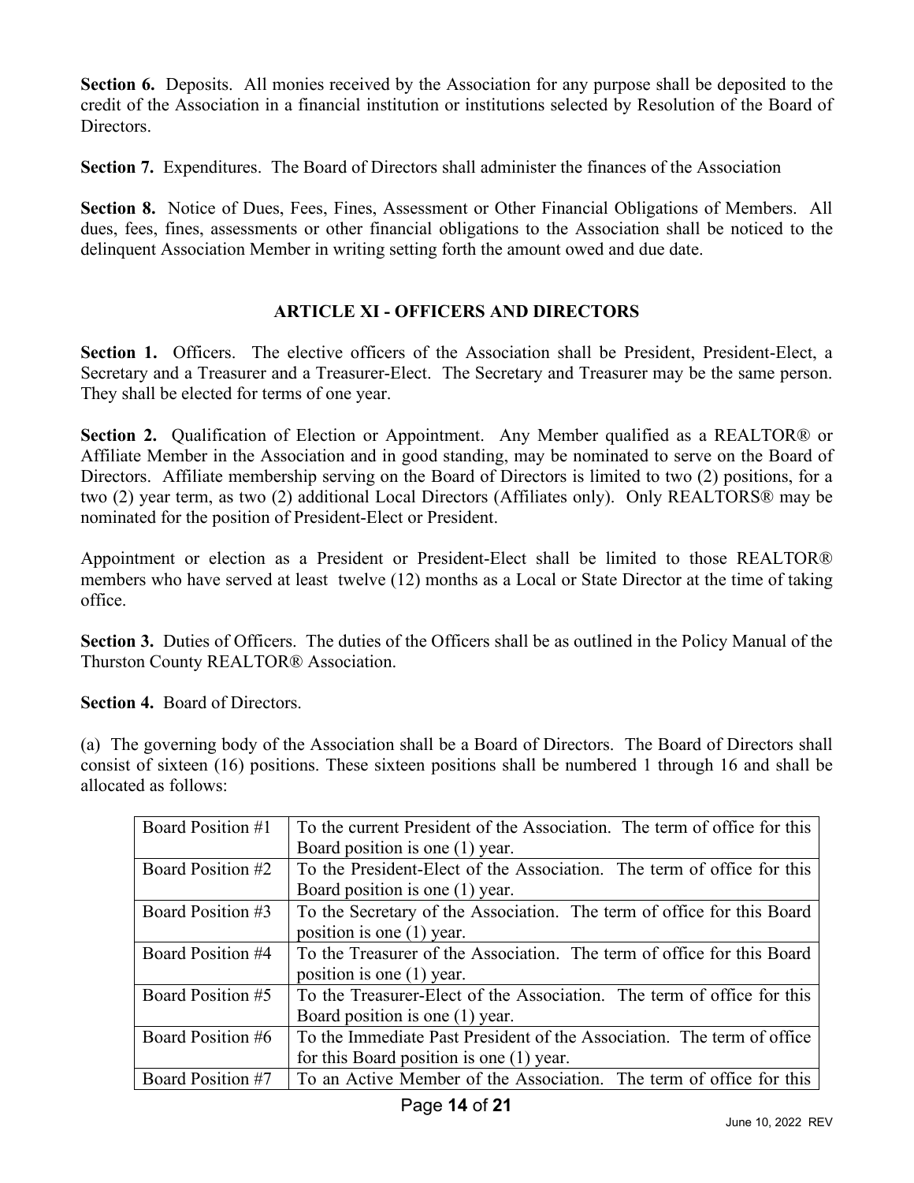**Section 6.** Deposits. All monies received by the Association for any purpose shall be deposited to the credit of the Association in a financial institution or institutions selected by Resolution of the Board of Directors.

**Section 7.** Expenditures. The Board of Directors shall administer the finances of the Association

**Section 8.** Notice of Dues, Fees, Fines, Assessment or Other Financial Obligations of Members. All dues, fees, fines, assessments or other financial obligations to the Association shall be noticed to the delinquent Association Member in writing setting forth the amount owed and due date.

## ARTICLE XI - OFFICERS AND DIRECTORS

**Section 1.** Officers. The elective officers of the Association shall be President, President-Elect, a Secretary and a Treasurer and a Treasurer-Elect. The Secretary and Treasurer may be the same person. They shall be elected for terms of one year.

**Section 2.** Qualification of Election or Appointment. Any Member qualified as a REALTOR® or Affiliate Member in the Association and in good standing, may be nominated to serve on the Board of Directors. Affiliate membership serving on the Board of Directors is limited to two (2) positions, for a two (2) year term, as two (2) additional Local Directors (Affiliates only). Only REALTORS® may be nominated for the position of President-Elect or President.

Appointment or election as a President or President-Elect shall be limited to those REALTOR® members who have served at least twelve (12) months as a Local or State Director at the time of taking office.

**Section 3.** Duties of Officers. The duties of the Officers shall be as outlined in the Policy Manual of the Thurston County REALTOR® Association.

**Section 4.** Board of Directors.

(a) The governing body of the Association shall be a Board of Directors. The Board of Directors shall consist of sixteen (16) positions. These sixteen positions shall be numbered 1 through 16 and shall be allocated as follows:

| | |
|---|---|
| Board Position #1 | To the current President of the Association. The term of office for this Board position is one (1) year. |
| Board Position #2 | To the President-Elect of the Association. The term of office for this Board position is one (1) year. |
| Board Position #3 | To the Secretary of the Association. The term of office for this Board position is one (1) year. |
| Board Position #4 | To the Treasurer of the Association. The term of office for this Board position is one (1) year. |
| Board Position #5 | To the Treasurer-Elect of the Association. The term of office for this Board position is one (1) year. |
| Board Position #6 | To the Immediate Past President of the Association. The term of office for this Board position is one (1) year. |
| Board Position #7 | To an Active Member of the Association. The term of office for this |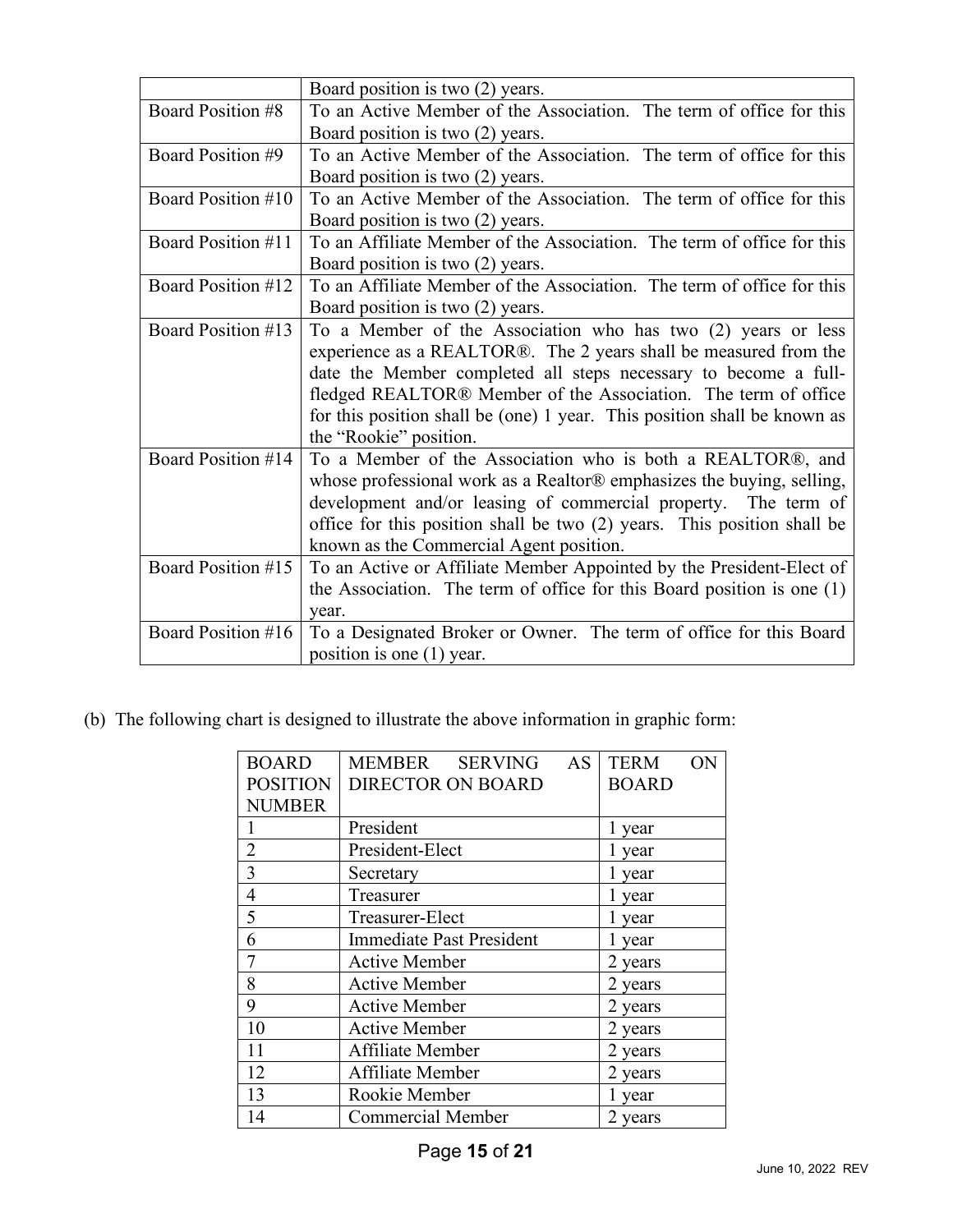| | |
|---|---|
| | Board position is two (2) years. |
| Board Position #8 | To an Active Member of the Association. The term of office for this Board position is two (2) years. |
| Board Position #9 | To an Active Member of the Association. The term of office for this Board position is two (2) years. |
| Board Position #10 | To an Active Member of the Association. The term of office for this Board position is two (2) years. |
| Board Position #11 | To an Affiliate Member of the Association. The term of office for this Board position is two (2) years. |
| Board Position #12 | To an Affiliate Member of the Association. The term of office for this Board position is two (2) years. |
| Board Position #13 | To a Member of the Association who has two (2) years or less experience as a REALTOR®. The 2 years shall be measured from the date the Member completed all steps necessary to become a full-fledged REALTOR® Member of the Association. The term of office for this position shall be (one) 1 year. This position shall be known as the "Rookie" position. |
| Board Position #14 | To a Member of the Association who is both a REALTOR®, and whose professional work as a Realtor® emphasizes the buying, selling, development and/or leasing of commercial property. The term of office for this position shall be two (2) years. This position shall be known as the Commercial Agent position. |
| Board Position #15 | To an Active or Affiliate Member Appointed by the President-Elect of the Association. The term of office for this Board position is one (1) year. |
| Board Position #16 | To a Designated Broker or Owner. The term of office for this Board position is one (1) year. |

(b) The following chart is designed to illustrate the above information in graphic form:

| BOARD POSITION NUMBER | MEMBER SERVING AS DIRECTOR ON BOARD | TERM ON BOARD |
|---|---|---|
| 1 | President | 1 year |
| 2 | President-Elect | 1 year |
| 3 | Secretary | 1 year |
| 4 | Treasurer | 1 year |
| 5 | Treasurer-Elect | 1 year |
| 6 | Immediate Past President | 1 year |
| 7 | Active Member | 2 years |
| 8 | Active Member | 2 years |
| 9 | Active Member | 2 years |
| 10 | Active Member | 2 years |
| 11 | Affiliate Member | 2 years |
| 12 | Affiliate Member | 2 years |
| 13 | Rookie Member | 1 year |
| 14 | Commercial Member | 2 years |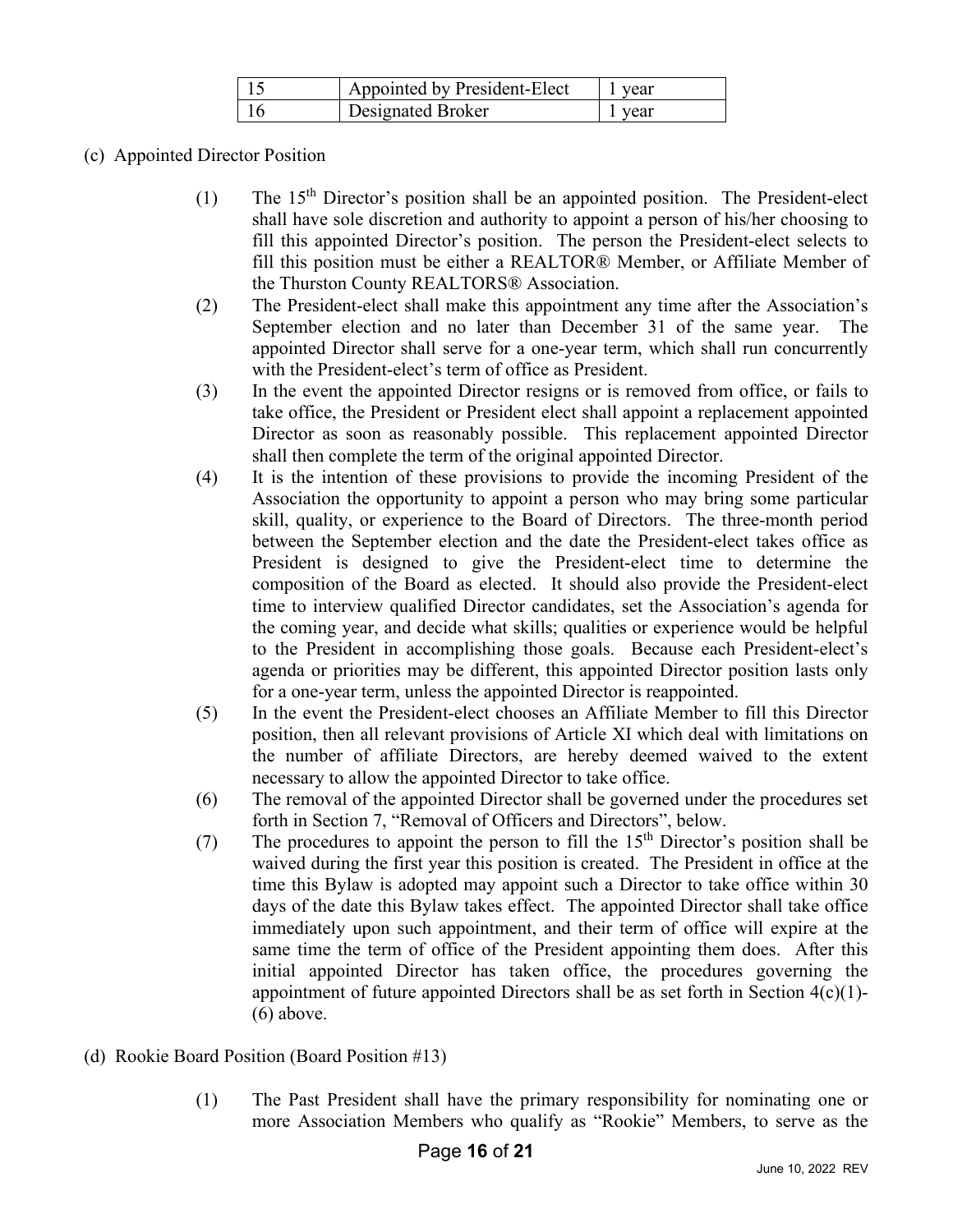| 15 | Appointed by President-Elect | 1 year |
|---|---|---|
| 16 | Designated Broker | 1 year |

(c) Appointed Director Position

(1) The 15th Director's position shall be an appointed position. The President-elect shall have sole discretion and authority to appoint a person of his/her choosing to fill this appointed Director's position. The person the President-elect selects to fill this position must be either a REALTOR® Member, or Affiliate Member of the Thurston County REALTORS® Association.

(2) The President-elect shall make this appointment any time after the Association's September election and no later than December 31 of the same year. The appointed Director shall serve for a one-year term, which shall run concurrently with the President-elect's term of office as President.

(3) In the event the appointed Director resigns or is removed from office, or fails to take office, the President or President elect shall appoint a replacement appointed Director as soon as reasonably possible. This replacement appointed Director shall then complete the term of the original appointed Director.

(4) It is the intention of these provisions to provide the incoming President of the Association the opportunity to appoint a person who may bring some particular skill, quality, or experience to the Board of Directors. The three-month period between the September election and the date the President-elect takes office as President is designed to give the President-elect time to determine the composition of the Board as elected. It should also provide the President-elect time to interview qualified Director candidates, set the Association's agenda for the coming year, and decide what skills; qualities or experience would be helpful to the President in accomplishing those goals. Because each President-elect's agenda or priorities may be different, this appointed Director position lasts only for a one-year term, unless the appointed Director is reappointed.

(5) In the event the President-elect chooses an Affiliate Member to fill this Director position, then all relevant provisions of Article XI which deal with limitations on the number of affiliate Directors, are hereby deemed waived to the extent necessary to allow the appointed Director to take office.

(6) The removal of the appointed Director shall be governed under the procedures set forth in Section 7, "Removal of Officers and Directors", below.

(7) The procedures to appoint the person to fill the 15th Director's position shall be waived during the first year this position is created. The President in office at the time this Bylaw is adopted may appoint such a Director to take office within 30 days of the date this Bylaw takes effect. The appointed Director shall take office immediately upon such appointment, and their term of office will expire at the same time the term of office of the President appointing them does. After this initial appointed Director has taken office, the procedures governing the appointment of future appointed Directors shall be as set forth in Section 4(c)(1)-(6) above.

(d) Rookie Board Position (Board Position #13)

(1) The Past President shall have the primary responsibility for nominating one or more Association Members who qualify as "Rookie" Members, to serve as the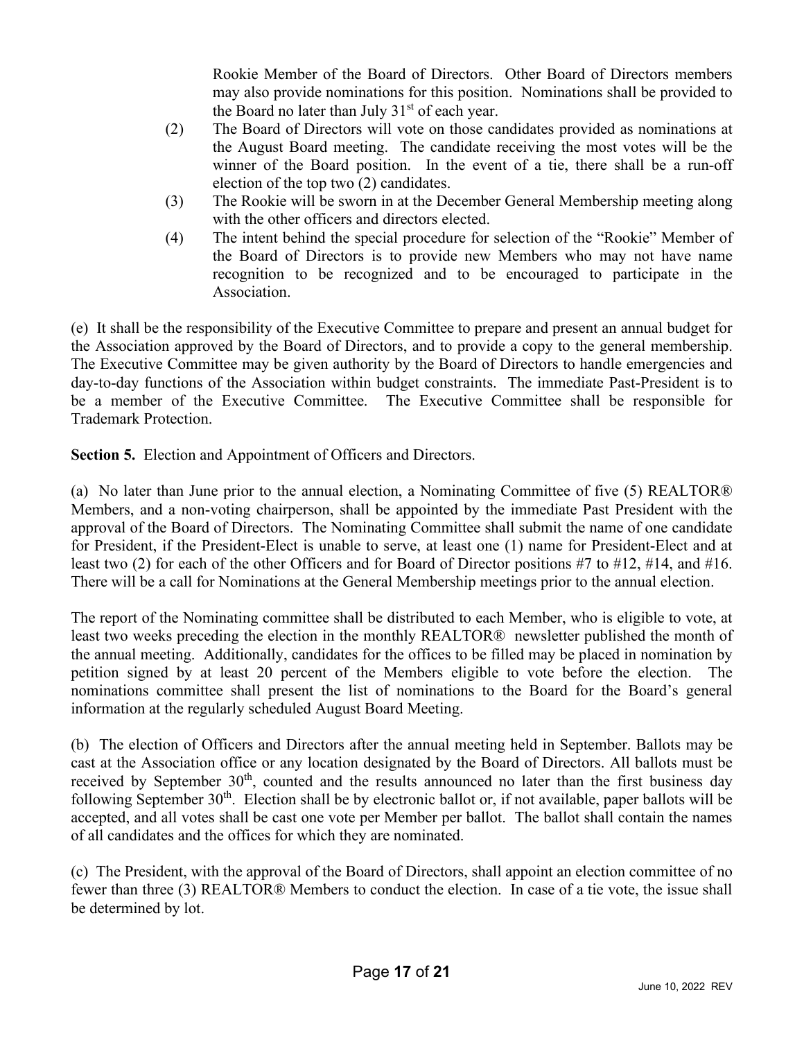Rookie Member of the Board of Directors. Other Board of Directors members may also provide nominations for this position. Nominations shall be provided to the Board no later than July 31st of each year.

(2) The Board of Directors will vote on those candidates provided as nominations at the August Board meeting. The candidate receiving the most votes will be the winner of the Board position. In the event of a tie, there shall be a run-off election of the top two (2) candidates.

(3) The Rookie will be sworn in at the December General Membership meeting along with the other officers and directors elected.

(4) The intent behind the special procedure for selection of the "Rookie" Member of the Board of Directors is to provide new Members who may not have name recognition to be recognized and to be encouraged to participate in the Association.

(e) It shall be the responsibility of the Executive Committee to prepare and present an annual budget for the Association approved by the Board of Directors, and to provide a copy to the general membership. The Executive Committee may be given authority by the Board of Directors to handle emergencies and day-to-day functions of the Association within budget constraints. The immediate Past-President is to be a member of the Executive Committee. The Executive Committee shall be responsible for Trademark Protection.

**Section 5.** Election and Appointment of Officers and Directors.

(a) No later than June prior to the annual election, a Nominating Committee of five (5) REALTOR® Members, and a non-voting chairperson, shall be appointed by the immediate Past President with the approval of the Board of Directors. The Nominating Committee shall submit the name of one candidate for President, if the President-Elect is unable to serve, at least one (1) name for President-Elect and at least two (2) for each of the other Officers and for Board of Director positions #7 to #12, #14, and #16. There will be a call for Nominations at the General Membership meetings prior to the annual election.

The report of the Nominating committee shall be distributed to each Member, who is eligible to vote, at least two weeks preceding the election in the monthly REALTOR® newsletter published the month of the annual meeting. Additionally, candidates for the offices to be filled may be placed in nomination by petition signed by at least 20 percent of the Members eligible to vote before the election. The nominations committee shall present the list of nominations to the Board for the Board's general information at the regularly scheduled August Board Meeting.

(b) The election of Officers and Directors after the annual meeting held in September. Ballots may be cast at the Association office or any location designated by the Board of Directors. All ballots must be received by September 30th, counted and the results announced no later than the first business day following September 30th. Election shall be by electronic ballot or, if not available, paper ballots will be accepted, and all votes shall be cast one vote per Member per ballot. The ballot shall contain the names of all candidates and the offices for which they are nominated.

(c) The President, with the approval of the Board of Directors, shall appoint an election committee of no fewer than three (3) REALTOR® Members to conduct the election. In case of a tie vote, the issue shall be determined by lot.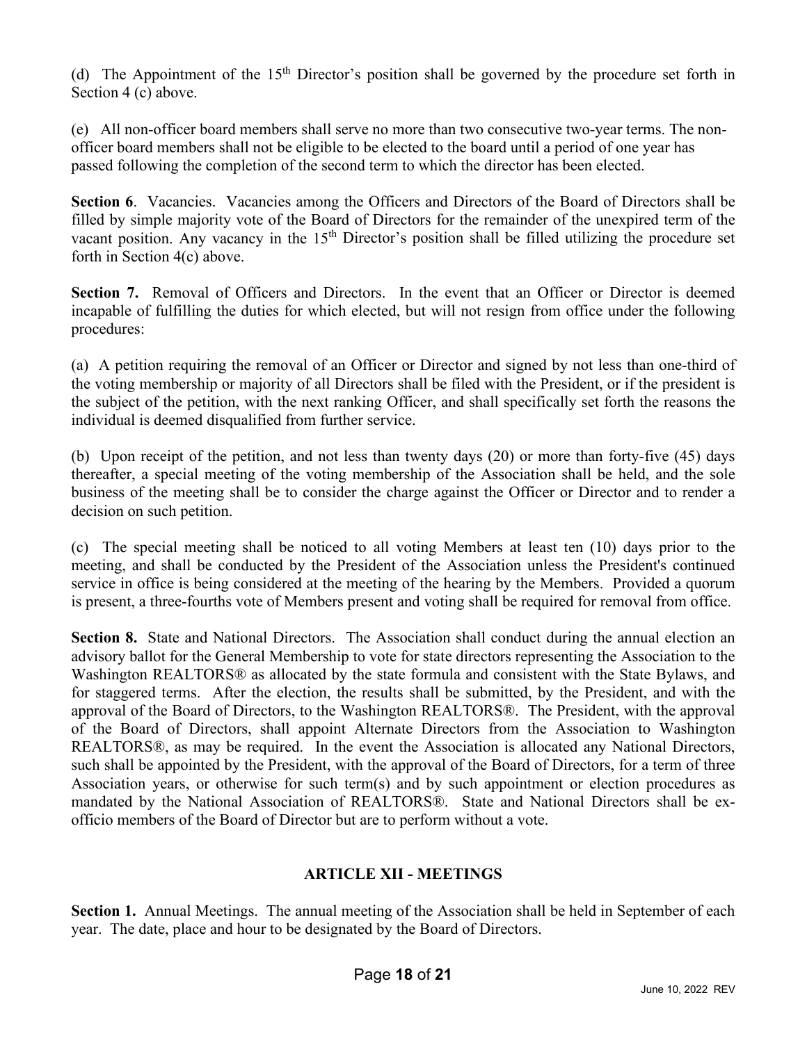(d) The Appointment of the 15th Director's position shall be governed by the procedure set forth in Section 4 (c) above.

(e) All non-officer board members shall serve no more than two consecutive two-year terms. The non-officer board members shall not be eligible to be elected to the board until a period of one year has passed following the completion of the second term to which the director has been elected.

**Section 6**. Vacancies. Vacancies among the Officers and Directors of the Board of Directors shall be filled by simple majority vote of the Board of Directors for the remainder of the unexpired term of the vacant position. Any vacancy in the 15th Director's position shall be filled utilizing the procedure set forth in Section 4(c) above.

**Section 7.** Removal of Officers and Directors. In the event that an Officer or Director is deemed incapable of fulfilling the duties for which elected, but will not resign from office under the following procedures:

(a) A petition requiring the removal of an Officer or Director and signed by not less than one-third of the voting membership or majority of all Directors shall be filed with the President, or if the president is the subject of the petition, with the next ranking Officer, and shall specifically set forth the reasons the individual is deemed disqualified from further service.

(b) Upon receipt of the petition, and not less than twenty days (20) or more than forty-five (45) days thereafter, a special meeting of the voting membership of the Association shall be held, and the sole business of the meeting shall be to consider the charge against the Officer or Director and to render a decision on such petition.

(c) The special meeting shall be noticed to all voting Members at least ten (10) days prior to the meeting, and shall be conducted by the President of the Association unless the President's continued service in office is being considered at the meeting of the hearing by the Members. Provided a quorum is present, a three-fourths vote of Members present and voting shall be required for removal from office.

**Section 8.** State and National Directors. The Association shall conduct during the annual election an advisory ballot for the General Membership to vote for state directors representing the Association to the Washington REALTORS® as allocated by the state formula and consistent with the State Bylaws, and for staggered terms. After the election, the results shall be submitted, by the President, and with the approval of the Board of Directors, to the Washington REALTORS®. The President, with the approval of the Board of Directors, shall appoint Alternate Directors from the Association to Washington REALTORS®, as may be required. In the event the Association is allocated any National Directors, such shall be appointed by the President, with the approval of the Board of Directors, for a term of three Association years, or otherwise for such term(s) and by such appointment or election procedures as mandated by the National Association of REALTORS®. State and National Directors shall be ex-officio members of the Board of Director but are to perform without a vote.

## ARTICLE XII - MEETINGS

**Section 1.** Annual Meetings. The annual meeting of the Association shall be held in September of each year. The date, place and hour to be designated by the Board of Directors.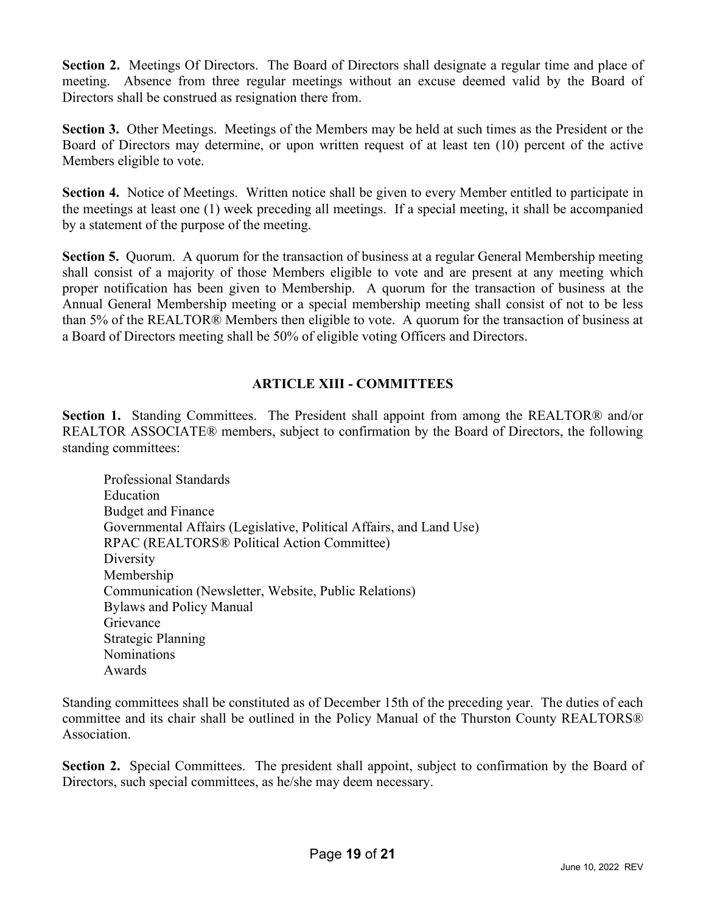**Section 2.** Meetings Of Directors. The Board of Directors shall designate a regular time and place of meeting. Absence from three regular meetings without an excuse deemed valid by the Board of Directors shall be construed as resignation there from.

**Section 3.** Other Meetings. Meetings of the Members may be held at such times as the President or the Board of Directors may determine, or upon written request of at least ten (10) percent of the active Members eligible to vote.

**Section 4.** Notice of Meetings. Written notice shall be given to every Member entitled to participate in the meetings at least one (1) week preceding all meetings. If a special meeting, it shall be accompanied by a statement of the purpose of the meeting.

**Section 5.** Quorum. A quorum for the transaction of business at a regular General Membership meeting shall consist of a majority of those Members eligible to vote and are present at any meeting which proper notification has been given to Membership. A quorum for the transaction of business at the Annual General Membership meeting or a special membership meeting shall consist of not to be less than 5% of the REALTOR® Members then eligible to vote. A quorum for the transaction of business at a Board of Directors meeting shall be 50% of eligible voting Officers and Directors.

## ARTICLE XIII - COMMITTEES

**Section 1.** Standing Committees. The President shall appoint from among the REALTOR® and/or REALTOR ASSOCIATE® members, subject to confirmation by the Board of Directors, the following standing committees:

- Professional Standards
- Education
- Budget and Finance
- Governmental Affairs (Legislative, Political Affairs, and Land Use)
- RPAC (REALTORS® Political Action Committee)
- Diversity
- Membership
- Communication (Newsletter, Website, Public Relations)
- Bylaws and Policy Manual
- Grievance
- Strategic Planning
- Nominations
- Awards

Standing committees shall be constituted as of December 15th of the preceding year. The duties of each committee and its chair shall be outlined in the Policy Manual of the Thurston County REALTORS® Association.

**Section 2.** Special Committees. The president shall appoint, subject to confirmation by the Board of Directors, such special committees, as he/she may deem necessary.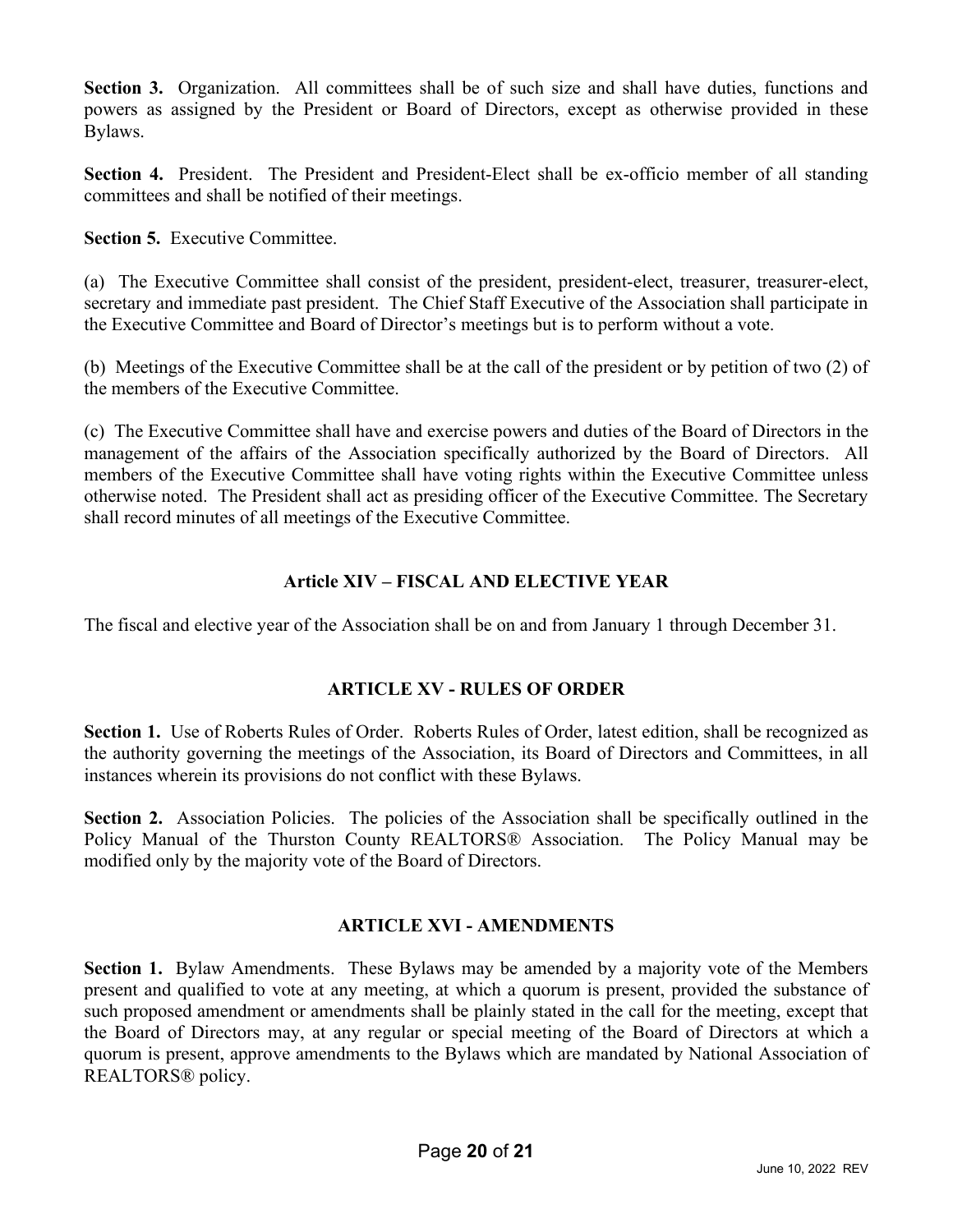**Section 3.** Organization. All committees shall be of such size and shall have duties, functions and powers as assigned by the President or Board of Directors, except as otherwise provided in these Bylaws.

**Section 4.** President. The President and President-Elect shall be ex-officio member of all standing committees and shall be notified of their meetings.

**Section 5.** Executive Committee.

(a) The Executive Committee shall consist of the president, president-elect, treasurer, treasurer-elect, secretary and immediate past president. The Chief Staff Executive of the Association shall participate in the Executive Committee and Board of Director's meetings but is to perform without a vote.

(b) Meetings of the Executive Committee shall be at the call of the president or by petition of two (2) of the members of the Executive Committee.

(c) The Executive Committee shall have and exercise powers and duties of the Board of Directors in the management of the affairs of the Association specifically authorized by the Board of Directors. All members of the Executive Committee shall have voting rights within the Executive Committee unless otherwise noted. The President shall act as presiding officer of the Executive Committee. The Secretary shall record minutes of all meetings of the Executive Committee.

## Article XIV – FISCAL AND ELECTIVE YEAR

The fiscal and elective year of the Association shall be on and from January 1 through December 31.

## ARTICLE XV - RULES OF ORDER

**Section 1.** Use of Roberts Rules of Order. Roberts Rules of Order, latest edition, shall be recognized as the authority governing the meetings of the Association, its Board of Directors and Committees, in all instances wherein its provisions do not conflict with these Bylaws.

**Section 2.** Association Policies. The policies of the Association shall be specifically outlined in the Policy Manual of the Thurston County REALTORS® Association. The Policy Manual may be modified only by the majority vote of the Board of Directors.

## ARTICLE XVI - AMENDMENTS

**Section 1.** Bylaw Amendments. These Bylaws may be amended by a majority vote of the Members present and qualified to vote at any meeting, at which a quorum is present, provided the substance of such proposed amendment or amendments shall be plainly stated in the call for the meeting, except that the Board of Directors may, at any regular or special meeting of the Board of Directors at which a quorum is present, approve amendments to the Bylaws which are mandated by National Association of REALTORS® policy.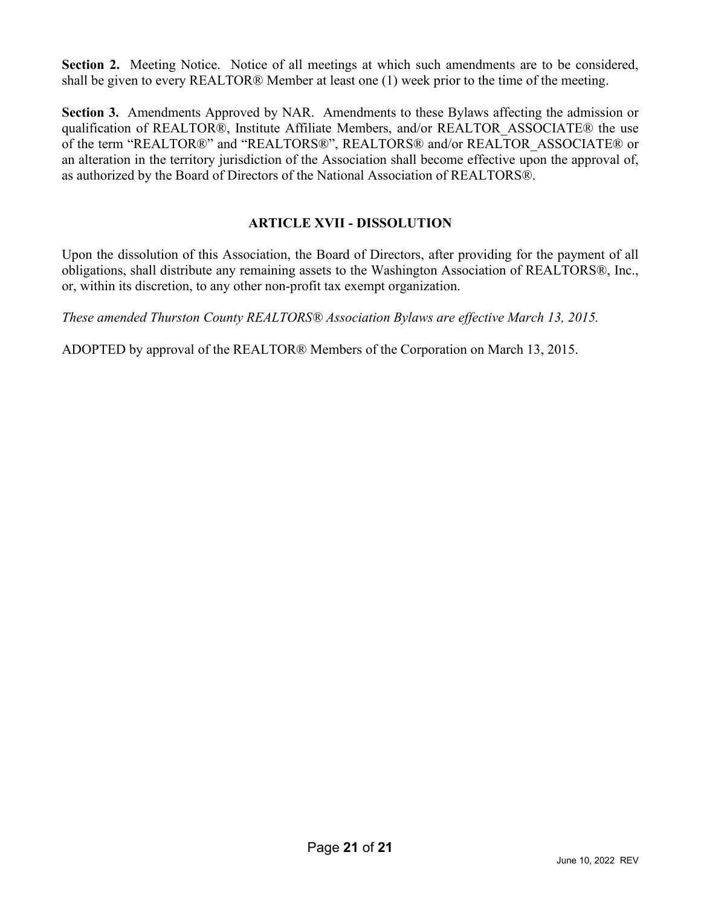**Section 2.** Meeting Notice. Notice of all meetings at which such amendments are to be considered, shall be given to every REALTOR® Member at least one (1) week prior to the time of the meeting.

**Section 3.** Amendments Approved by NAR. Amendments to these Bylaws affecting the admission or qualification of REALTOR®, Institute Affiliate Members, and/or REALTOR_ASSOCIATE® the use of the term "REALTOR®" and "REALTORS®", REALTORS® and/or REALTOR_ASSOCIATE® or an alteration in the territory jurisdiction of the Association shall become effective upon the approval of, as authorized by the Board of Directors of the National Association of REALTORS®.

## ARTICLE XVII - DISSOLUTION

Upon the dissolution of this Association, the Board of Directors, after providing for the payment of all obligations, shall distribute any remaining assets to the Washington Association of REALTORS®, Inc., or, within its discretion, to any other non-profit tax exempt organization.

*These amended Thurston County REALTORS® Association Bylaws are effective March 13, 2015.*

ADOPTED by approval of the REALTOR® Members of the Corporation on March 13, 2015.

June 10, 2022 REV